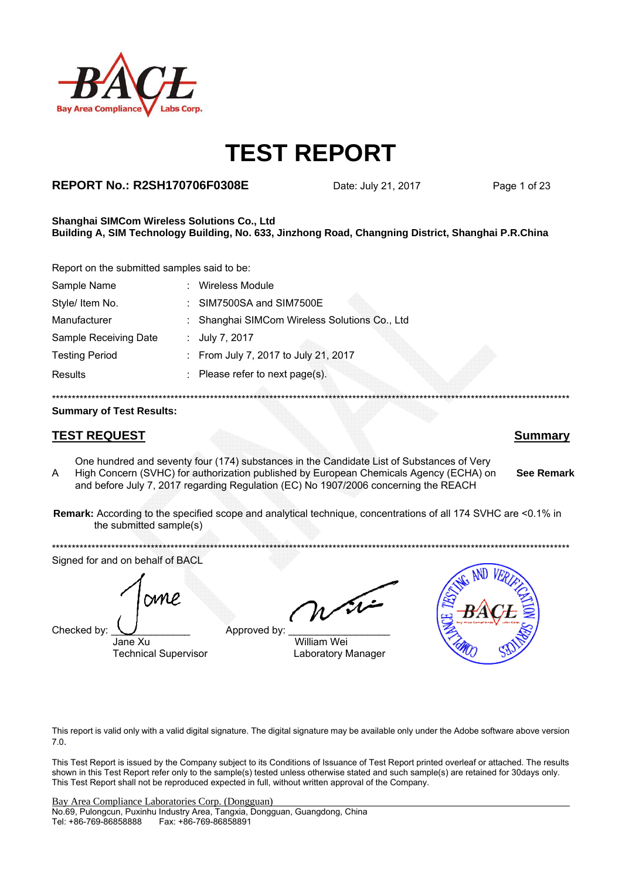# TEST REPORT

**REPORT No.: R2SH170706F0308E** Date: July 21, 2017

**Shanghai SIMCom Wireless Solutions Co., Ltd**
**Building A, SIM Technology Building, No. 633, Jinzhong Road, Changning District, Shanghai P.R.China**

Report on the submitted samples said to be:

| | | |
|---|---|---|
| Sample Name | : | Wireless Module |
| Style/ Item No. | : | SIM7500SA and SIM7500E |
| Manufacturer | : | Shanghai SIMCom Wireless Solutions Co., Ltd |
| Sample Receiving Date | : | July 7, 2017 |
| Testing Period | : | From July 7, 2017 to July 21, 2017 |
| Results | : | Please refer to next page(s). |

***********************************************************************************************************************

**Summary of Test Results:**

| | **TEST REQUEST** | **Summary** |
|---|---|---|
| A | One hundred and seventy four (174) substances in the Candidate List of Substances of Very High Concern (SVHC) for authorization published by European Chemicals Agency (ECHA) on and before July 7, 2017 regarding Regulation (EC) No 1907/2006 concerning the REACH | **See Remark** |

**Remark:** According to the specified scope and analytical technique, concentrations of all 174 SVHC are <0.1% in the submitted sample(s)

***********************************************************************************************************************

Signed for and on behalf of BACL

Checked by: ____________
Jane Xu
Technical Supervisor

Approved by: ____________
William Wei
Laboratory Manager

This report is valid only with a valid digital signature. The digital signature may be available only under the Adobe software above version 7.0.

This Test Report is issued by the Company subject to its Conditions of Issuance of Test Report printed overleaf or attached. The results shown in this Test Report refer only to the sample(s) tested unless otherwise stated and such sample(s) are retained for 30days only. This Test Report shall not be reproduced expected in full, without written approval of the Company.

Bay Area Compliance Laboratories Corp. (Dongguan)
No.69, Pulongcun, Puxinhu Industry Area, Tangxia, Dongguan, Guangdong, China
Tel: +86-769-86858888 Fax: +86-769-86858891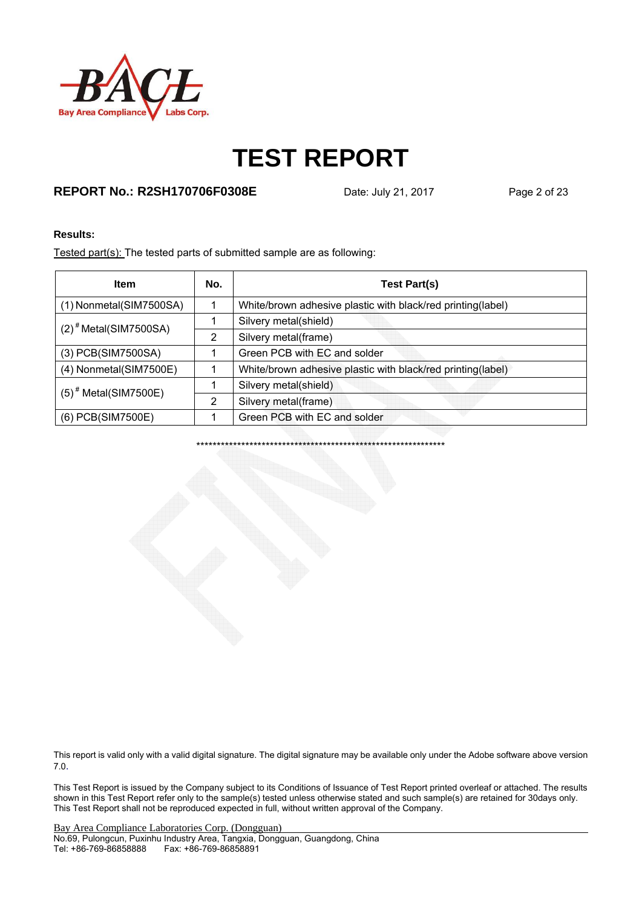**Results:**

Tested part(s): The tested parts of submitted sample are as following:

| Item | No. | Test Part(s) |
|---|---|---|
| (1) Nonmetal(SIM7500SA) | 1 | White/brown adhesive plastic with black/red printing(label) |
| (2) # Metal(SIM7500SA) | 1 | Silvery metal(shield) |
| | 2 | Silvery metal(frame) |
| (3) PCB(SIM7500SA) | 1 | Green PCB with EC and solder |
| (4) Nonmetal(SIM7500E) | 1 | White/brown adhesive plastic with black/red printing(label) |
| (5) # Metal(SIM7500E) | 1 | Silvery metal(shield) |
| | 2 | Silvery metal(frame) |
| (6) PCB(SIM7500E) | 1 | Green PCB with EC and solder |

**************************************************************

This report is valid only with a valid digital signature. The digital signature may be available only under the Adobe software above version 7.0.

This Test Report is issued by the Company subject to its Conditions of Issuance of Test Report printed overleaf or attached. The results shown in this Test Report refer only to the sample(s) tested unless otherwise stated and such sample(s) are retained for 30days only. This Test Report shall not be reproduced expected in full, without written approval of the Company.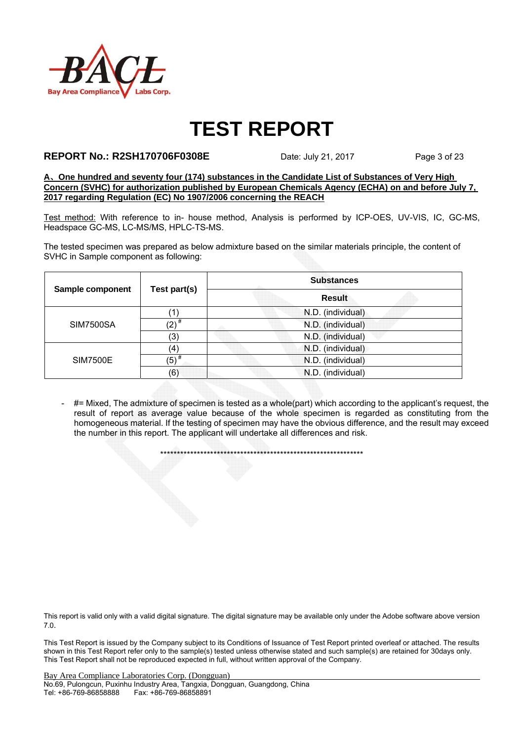# TEST REPORT

**REPORT No.: R2SH170706F0308E** Date: July 21, 2017

**A、One hundred and seventy four (174) substances in the Candidate List of Substances of Very High Concern (SVHC) for authorization published by European Chemicals Agency (ECHA) on and before July 7, 2017 regarding Regulation (EC) No 1907/2006 concerning the REACH**

Test method: With reference to in- house method, Analysis is performed by ICP-OES, UV-VIS, IC, GC-MS, Headspace GC-MS, LC-MS/MS, HPLC-TS-MS.

The tested specimen was prepared as below admixture based on the similar materials principle, the content of SVHC in Sample component as following:

| Sample component | Test part(s) | Substances |
|---|---|---|
| | | Result |
| SIM7500SA | (1) | N.D. (individual) |
| | (2)# | N.D. (individual) |
| | (3) | N.D. (individual) |
| SIM7500E | (4) | N.D. (individual) |
| | (5)# | N.D. (individual) |
| | (6) | N.D. (individual) |

- #= Mixed, The admixture of specimen is tested as a whole(part) which according to the applicant's request, the result of report as average value because of the whole specimen is regarded as constituting from the homogeneous material. If the testing of specimen may have the obvious difference, and the result may exceed the number in this report. The applicant will undertake all differences and risk.

****************************************************************

This report is valid only with a valid digital signature. The digital signature may be available only under the Adobe software above version 7.0.

This Test Report is issued by the Company subject to its Conditions of Issuance of Test Report printed overleaf or attached. The results shown in this Test Report refer only to the sample(s) tested unless otherwise stated and such sample(s) are retained for 30days only. This Test Report shall not be reproduced expected in full, without written approval of the Company.

Bay Area Compliance Laboratories Corp. (Dongguan)
No.69, Pulongcun, Puxinhu Industry Area, Tangxia, Dongguan, Guangdong, China
Tel: +86-769-86858888 Fax: +86-769-86858891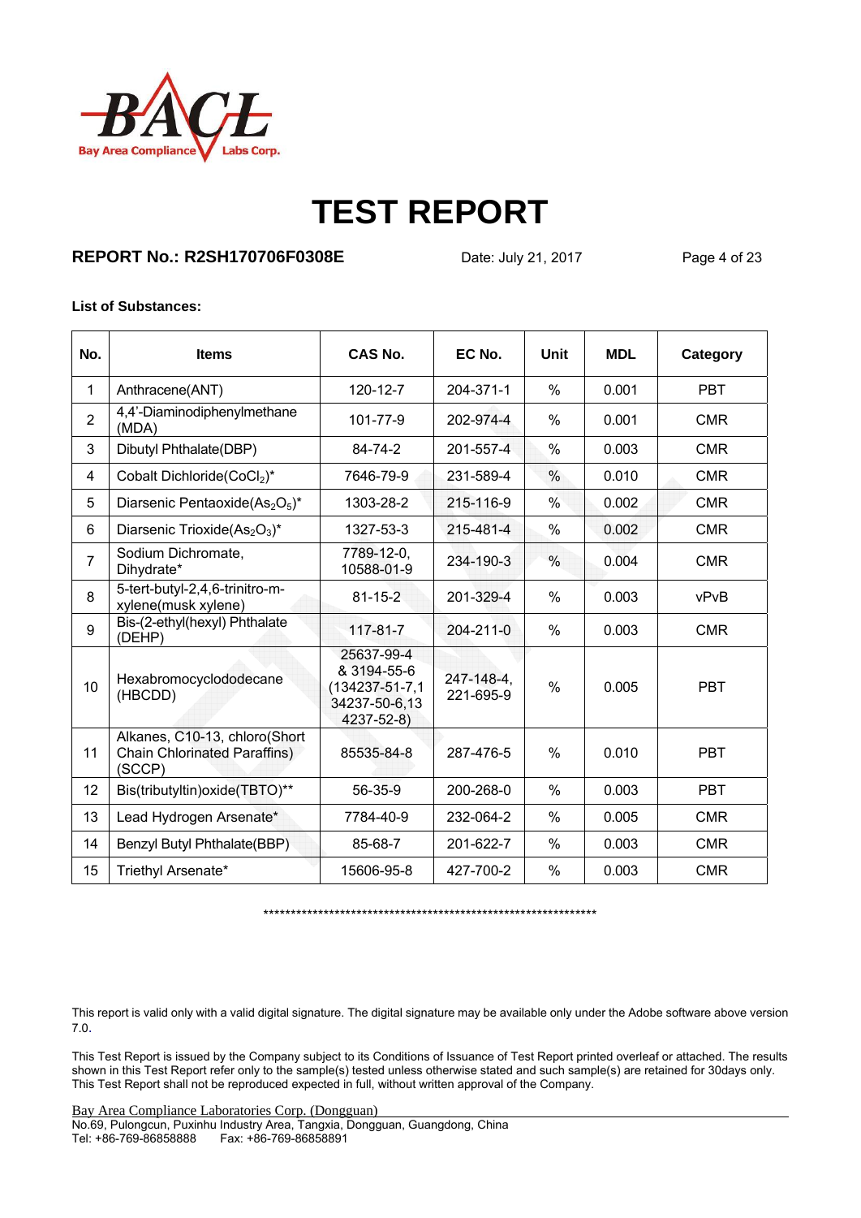# TEST REPORT

**REPORT No.: R2SH170706F0308E** Date: July 21, 2017

**List of Substances:**

| No. | Items | CAS No. | EC No. | Unit | MDL | Category |
|---|---|---|---|---|---|---|
| 1 | Anthracene(ANT) | 120-12-7 | 204-371-1 | % | 0.001 | PBT |
| 2 | 4,4'-Diaminodiphenylmethane (MDA) | 101-77-9 | 202-974-4 | % | 0.001 | CMR |
| 3 | Dibutyl Phthalate(DBP) | 84-74-2 | 201-557-4 | % | 0.003 | CMR |
| 4 | Cobalt Dichloride($CoCl_2$)* | 7646-79-9 | 231-589-4 | % | 0.010 | CMR |
| 5 | Diarsenic Pentaoxide($As_2O_5$)* | 1303-28-2 | 215-116-9 | % | 0.002 | CMR |
| 6 | Diarsenic Trioxide($As_2O_3$)* | 1327-53-3 | 215-481-4 | % | 0.002 | CMR |
| 7 | Sodium Dichromate, Dihydrate* | 7789-12-0, 10588-01-9 | 234-190-3 | % | 0.004 | CMR |
| 8 | 5-tert-butyl-2,4,6-trinitro-m-xylene(musk xylene) | 81-15-2 | 201-329-4 | % | 0.003 | vPvB |
| 9 | Bis-(2-ethyl(hexyl) Phthalate (DEHP) | 117-81-7 | 204-211-0 | % | 0.003 | CMR |
| 10 | Hexabromocyclododecane (HBCDD) | 25637-99-4 & 3194-55-6 (134237-51-7,134237-50-6,134237-52-8) | 247-148-4, 221-695-9 | % | 0.005 | PBT |
| 11 | Alkanes, C10-13, chloro(Short Chain Chlorinated Paraffins) (SCCP) | 85535-84-8 | 287-476-5 | % | 0.010 | PBT |
| 12 | Bis(tributyltin)oxide(TBTO)** | 56-35-9 | 200-268-0 | % | 0.003 | PBT |
| 13 | Lead Hydrogen Arsenate* | 7784-40-9 | 232-064-2 | % | 0.005 | CMR |
| 14 | Benzyl Butyl Phthalate(BBP) | 85-68-7 | 201-622-7 | % | 0.003 | CMR |
| 15 | Triethyl Arsenate* | 15606-95-8 | 427-700-2 | % | 0.003 | CMR |

***************************************************************

This report is valid only with a valid digital signature. The digital signature may be available only under the Adobe software above version 7.0.

This Test Report is issued by the Company subject to its Conditions of Issuance of Test Report printed overleaf or attached. The results shown in this Test Report refer only to the sample(s) tested unless otherwise stated and such sample(s) are retained for 30days only. This Test Report shall not be reproduced expected in full, without written approval of the Company.

Bay Area Compliance Laboratories Corp. (Dongguan)
No.69, Pulongcun, Puxinhu Industry Area, Tangxia, Dongguan, Guangdong, China
Tel: +86-769-86858888 Fax: +86-769-86858891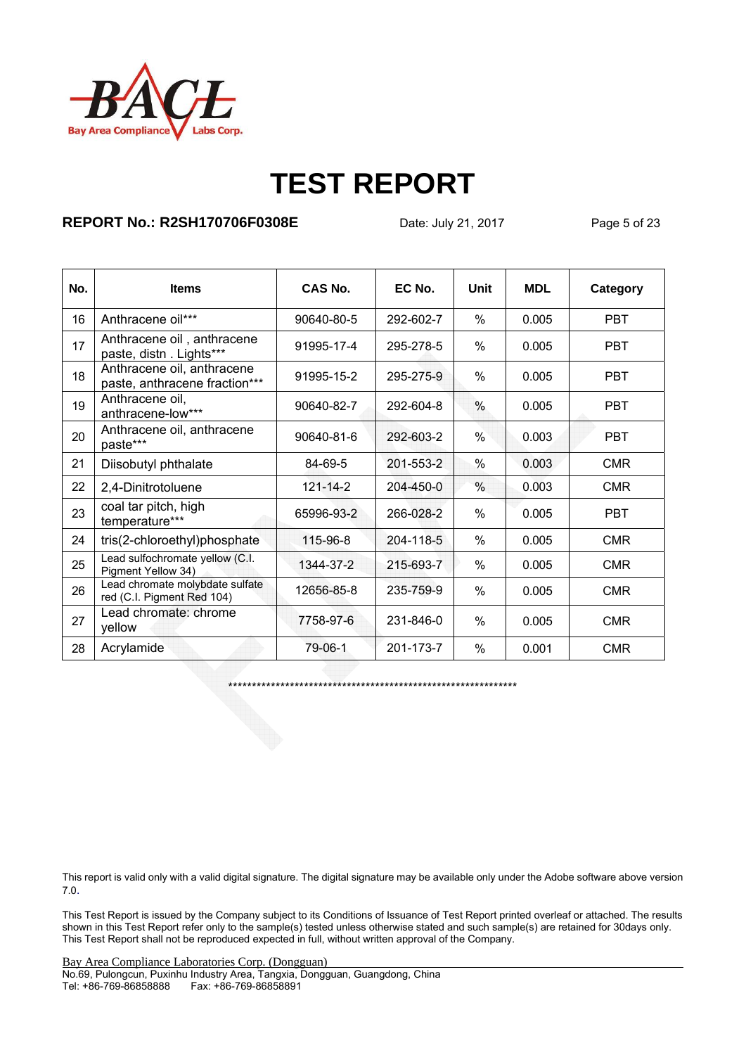# TEST REPORT

**REPORT No.: R2SH170706F0308E** Date: July 21, 2017

| No. | Items | CAS No. | EC No. | Unit | MDL | Category |
|---|---|---|---|---|---|---|
| 16 | Anthracene oil*** | 90640-80-5 | 292-602-7 | % | 0.005 | PBT |
| 17 | Anthracene oil , anthracene paste, distn . Lights*** | 91995-17-4 | 295-278-5 | % | 0.005 | PBT |
| 18 | Anthracene oil, anthracene paste, anthracene fraction*** | 91995-15-2 | 295-275-9 | % | 0.005 | PBT |
| 19 | Anthracene oil, anthracene-low*** | 90640-82-7 | 292-604-8 | % | 0.005 | PBT |
| 20 | Anthracene oil, anthracene paste*** | 90640-81-6 | 292-603-2 | % | 0.003 | PBT |
| 21 | Diisobutyl phthalate | 84-69-5 | 201-553-2 | % | 0.003 | CMR |
| 22 | 2,4-Dinitrotoluene | 121-14-2 | 204-450-0 | % | 0.003 | CMR |
| 23 | coal tar pitch, high temperature*** | 65996-93-2 | 266-028-2 | % | 0.005 | PBT |
| 24 | tris(2-chloroethyl)phosphate | 115-96-8 | 204-118-5 | % | 0.005 | CMR |
| 25 | Lead sulfochromate yellow (C.I. Pigment Yellow 34) | 1344-37-2 | 215-693-7 | % | 0.005 | CMR |
| 26 | Lead chromate molybdate sulfate red (C.I. Pigment Red 104) | 12656-85-8 | 235-759-9 | % | 0.005 | CMR |
| 27 | Lead chromate: chrome yellow | 7758-97-6 | 231-846-0 | % | 0.005 | CMR |
| 28 | Acrylamide | 79-06-1 | 201-173-7 | % | 0.001 | CMR |

*****************************************************************

This report is valid only with a valid digital signature. The digital signature may be available only under the Adobe software above version 7.0.

This Test Report is issued by the Company subject to its Conditions of Issuance of Test Report printed overleaf or attached. The results shown in this Test Report refer only to the sample(s) tested unless otherwise stated and such sample(s) are retained for 30days only. This Test Report shall not be reproduced expected in full, without written approval of the Company.

Bay Area Compliance Laboratories Corp. (Dongguan)
No.69, Pulongcun, Puxinhu Industry Area, Tangxia, Dongguan, Guangdong, China
Tel: +86-769-86858888 Fax: +86-769-86858891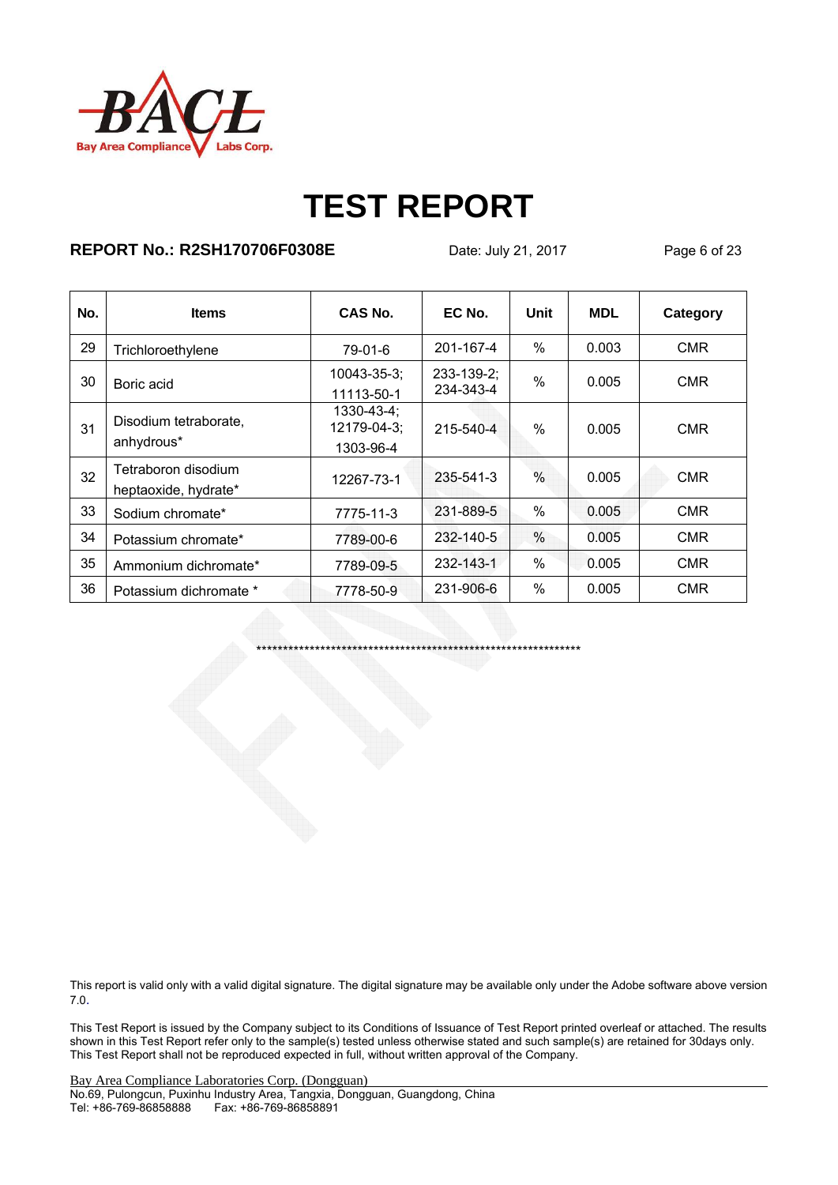# TEST REPORT

**REPORT No.: R2SH170706F0308E** Date: July 21, 2017

| No. | Items | CAS No. | EC No. | Unit | MDL | Category |
|---|---|---|---|---|---|---|
| 29 | Trichloroethylene | 79-01-6 | 201-167-4 | % | 0.003 | CMR |
| 30 | Boric acid | 10043-35-3; 11113-50-1 | 233-139-2; 234-343-4 | % | 0.005 | CMR |
| 31 | Disodium tetraborate, anhydrous* | 1330-43-4; 12179-04-3; 1303-96-4 | 215-540-4 | % | 0.005 | CMR |
| 32 | Tetraboron disodium heptaoxide, hydrate* | 12267-73-1 | 235-541-3 | % | 0.005 | CMR |
| 33 | Sodium chromate* | 7775-11-3 | 231-889-5 | % | 0.005 | CMR |
| 34 | Potassium chromate* | 7789-00-6 | 232-140-5 | % | 0.005 | CMR |
| 35 | Ammonium dichromate* | 7789-09-5 | 232-143-1 | % | 0.005 | CMR |
| 36 | Potassium dichromate * | 7778-50-9 | 231-906-6 | % | 0.005 | CMR |

*****************************************************************

This report is valid only with a valid digital signature. The digital signature may be available only under the Adobe software above version 7.0.

This Test Report is issued by the Company subject to its Conditions of Issuance of Test Report printed overleaf or attached. The results shown in this Test Report refer only to the sample(s) tested unless otherwise stated and such sample(s) are retained for 30days only. This Test Report shall not be reproduced expected in full, without written approval of the Company.

Bay Area Compliance Laboratories Corp. (Dongguan)
No.69, Pulongcun, Puxinhu Industry Area, Tangxia, Dongguan, Guangdong, China
Tel: +86-769-86858888 Fax: +86-769-86858891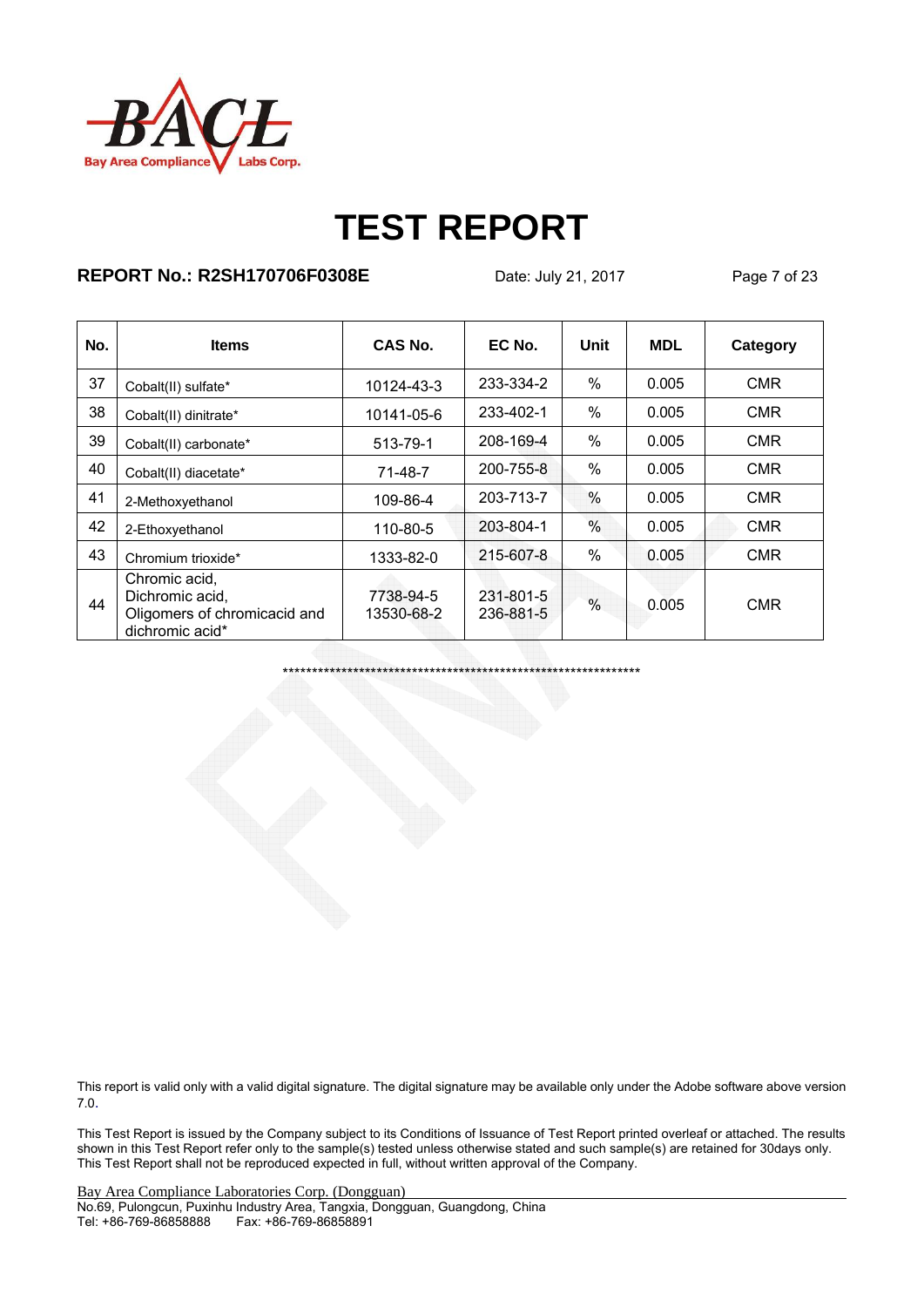# TEST REPORT

**REPORT No.: R2SH170706F0308E** Date: July 21, 2017

| No. | Items | CAS No. | EC No. | Unit | MDL | Category |
|---|---|---|---|---|---|---|
| 37 | Cobalt(II) sulfate* | 10124-43-3 | 233-334-2 | % | 0.005 | CMR |
| 38 | Cobalt(II) dinitrate* | 10141-05-6 | 233-402-1 | % | 0.005 | CMR |
| 39 | Cobalt(II) carbonate* | 513-79-1 | 208-169-4 | % | 0.005 | CMR |
| 40 | Cobalt(II) diacetate* | 71-48-7 | 200-755-8 | % | 0.005 | CMR |
| 41 | 2-Methoxyethanol | 109-86-4 | 203-713-7 | % | 0.005 | CMR |
| 42 | 2-Ethoxyethanol | 110-80-5 | 203-804-1 | % | 0.005 | CMR |
| 43 | Chromium trioxide* | 1333-82-0 | 215-607-8 | % | 0.005 | CMR |
| 44 | Chromic acid, Dichromic acid, Oligomers of chromicacid and dichromic acid* | 7738-94-5 13530-68-2 | 231-801-5 236-881-5 | % | 0.005 | CMR |

***************************************************************

This report is valid only with a valid digital signature. The digital signature may be available only under the Adobe software above version 7.0.

This Test Report is issued by the Company subject to its Conditions of Issuance of Test Report printed overleaf or attached. The results shown in this Test Report refer only to the sample(s) tested unless otherwise stated and such sample(s) are retained for 30days only. This Test Report shall not be reproduced expected in full, without written approval of the Company.

Bay Area Compliance Laboratories Corp. (Dongguan)
No.69, Pulongcun, Puxinhu Industry Area, Tangxia, Dongguan, Guangdong, China
Tel: +86-769-86858888 Fax: +86-769-86858891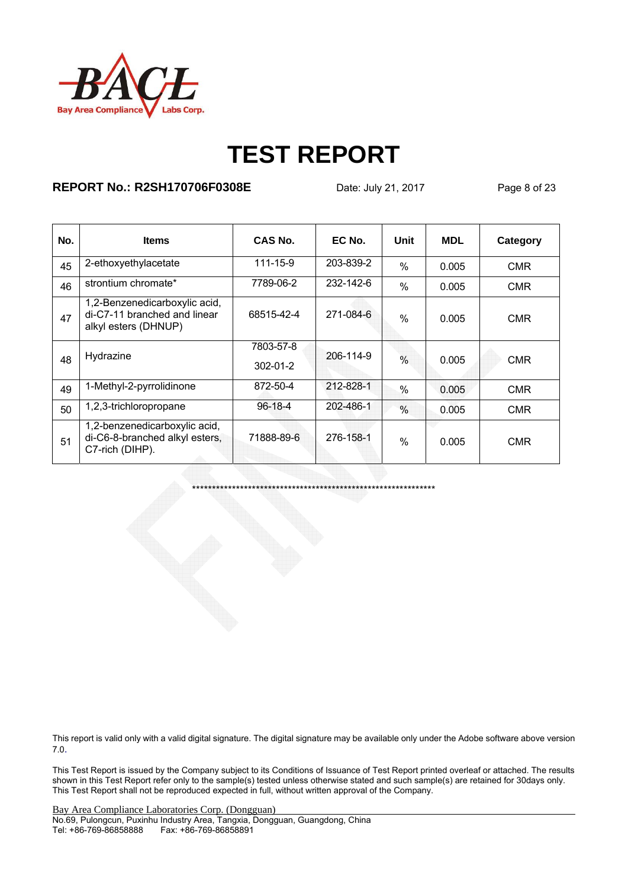# TEST REPORT

**REPORT No.: R2SH170706F0308E** Date: July 21, 2017

| No. | Items | CAS No. | EC No. | Unit | MDL | Category |
|---|---|---|---|---|---|---|
| 45 | 2-ethoxyethylacetate | 111-15-9 | 203-839-2 | % | 0.005 | CMR |
| 46 | strontium chromate* | 7789-06-2 | 232-142-6 | % | 0.005 | CMR |
| 47 | 1,2-Benzenedicarboxylic acid, di-C7-11 branched and linear alkyl esters (DHNUP) | 68515-42-4 | 271-084-6 | % | 0.005 | CMR |
| 48 | Hydrazine | 7803-57-8<br>302-01-2 | 206-114-9 | % | 0.005 | CMR |
| 49 | 1-Methyl-2-pyrrolidinone | 872-50-4 | 212-828-1 | % | 0.005 | CMR |
| 50 | 1,2,3-trichloropropane | 96-18-4 | 202-486-1 | % | 0.005 | CMR |
| 51 | 1,2-benzenedicarboxylic acid, di-C6-8-branched alkyl esters, C7-rich (DIHP). | 71888-89-6 | 276-158-1 | % | 0.005 | CMR |

*****************************************************************

This report is valid only with a valid digital signature. The digital signature may be available only under the Adobe software above version 7.0.

This Test Report is issued by the Company subject to its Conditions of Issuance of Test Report printed overleaf or attached. The results shown in this Test Report refer only to the sample(s) tested unless otherwise stated and such sample(s) are retained for 30days only. This Test Report shall not be reproduced expected in full, without written approval of the Company.

Bay Area Compliance Laboratories Corp. (Dongguan)
No.69, Pulongcun, Puxinhu Industry Area, Tangxia, Dongguan, Guangdong, China
Tel: +86-769-86858888 Fax: +86-769-86858891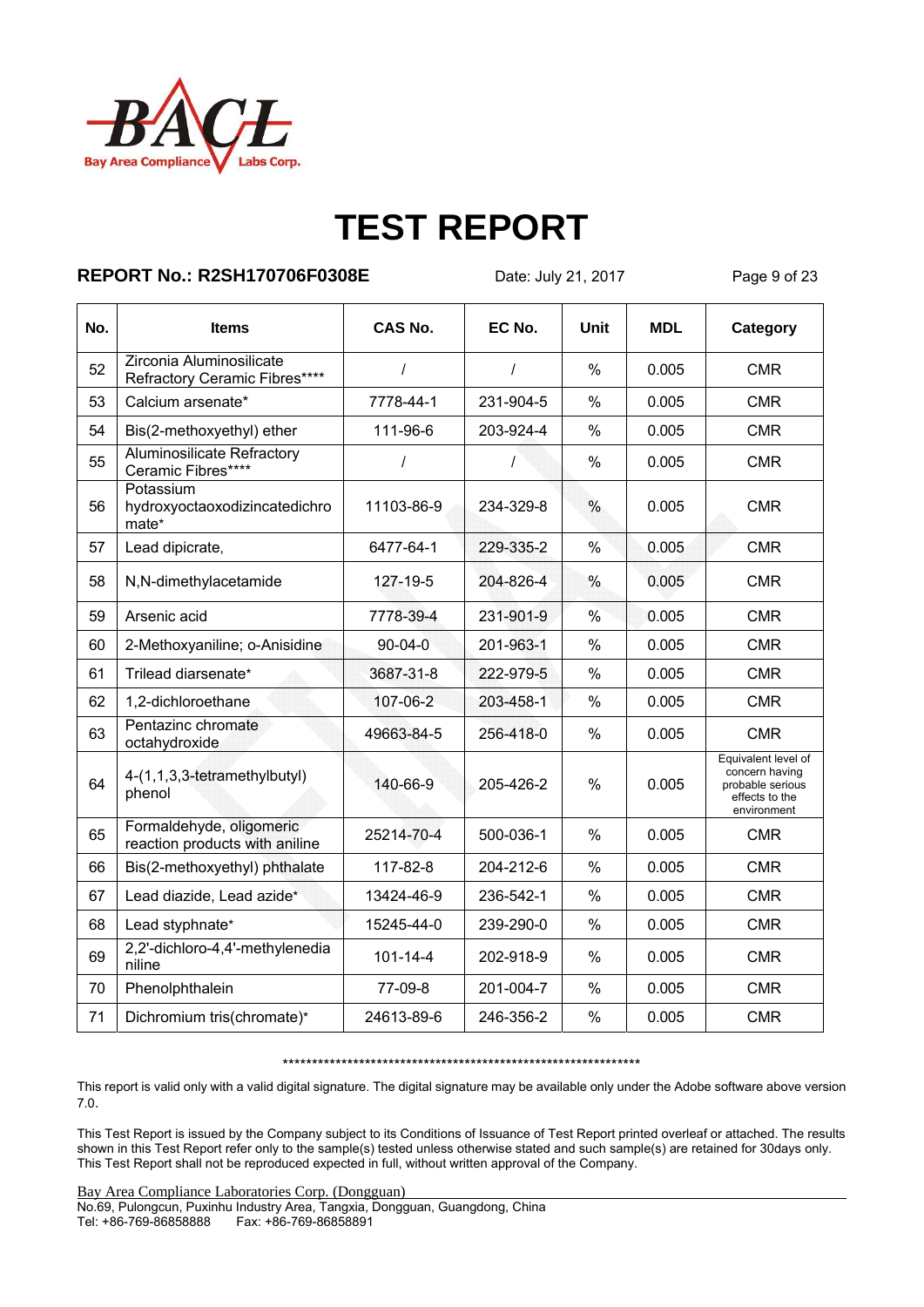# TEST REPORT

**REPORT No.: R2SH170706F0308E** Date: July 21, 2017

| No. | Items | CAS No. | EC No. | Unit | MDL | Category |
|---|---|---|---|---|---|---|
| 52 | Zirconia Aluminosilicate Refractory Ceramic Fibres**** | / | / | % | 0.005 | CMR |
| 53 | Calcium arsenate* | 7778-44-1 | 231-904-5 | % | 0.005 | CMR |
| 54 | Bis(2-methoxyethyl) ether | 111-96-6 | 203-924-4 | % | 0.005 | CMR |
| 55 | Aluminosilicate Refractory Ceramic Fibres**** | / | / | % | 0.005 | CMR |
| 56 | Potassium hydroxyoctaoxodizincatedichromate* | 11103-86-9 | 234-329-8 | % | 0.005 | CMR |
| 57 | Lead dipicrate, | 6477-64-1 | 229-335-2 | % | 0.005 | CMR |
| 58 | N,N-dimethylacetamide | 127-19-5 | 204-826-4 | % | 0.005 | CMR |
| 59 | Arsenic acid | 7778-39-4 | 231-901-9 | % | 0.005 | CMR |
| 60 | 2-Methoxyaniline; o-Anisidine | 90-04-0 | 201-963-1 | % | 0.005 | CMR |
| 61 | Trilead diarsenate* | 3687-31-8 | 222-979-5 | % | 0.005 | CMR |
| 62 | 1,2-dichloroethane | 107-06-2 | 203-458-1 | % | 0.005 | CMR |
| 63 | Pentazinc chromate octahydroxide | 49663-84-5 | 256-418-0 | % | 0.005 | CMR |
| 64 | 4-(1,1,3,3-tetramethylbutyl) phenol | 140-66-9 | 205-426-2 | % | 0.005 | Equivalent level of concern having probable serious effects to the environment |
| 65 | Formaldehyde, oligomeric reaction products with aniline | 25214-70-4 | 500-036-1 | % | 0.005 | CMR |
| 66 | Bis(2-methoxyethyl) phthalate | 117-82-8 | 204-212-6 | % | 0.005 | CMR |
| 67 | Lead diazide, Lead azide* | 13424-46-9 | 236-542-1 | % | 0.005 | CMR |
| 68 | Lead styphnate* | 15245-44-0 | 239-290-0 | % | 0.005 | CMR |
| 69 | 2,2'-dichloro-4,4'-methylenedianiline | 101-14-4 | 202-918-9 | % | 0.005 | CMR |
| 70 | Phenolphthalein | 77-09-8 | 201-004-7 | % | 0.005 | CMR |
| 71 | Dichromium tris(chromate)* | 24613-89-6 | 246-356-2 | % | 0.005 | CMR |

****************************************************************

This report is valid only with a valid digital signature. The digital signature may be available only under the Adobe software above version 7.0.

This Test Report is issued by the Company subject to its Conditions of Issuance of Test Report printed overleaf or attached. The results shown in this Test Report refer only to the sample(s) tested unless otherwise stated and such sample(s) are retained for 30days only. This Test Report shall not be reproduced expected in full, without written approval of the Company.

Bay Area Compliance Laboratories Corp. (Dongguan)
No.69, Pulongcun, Puxinhu Industry Area, Tangxia, Dongguan, Guangdong, China
Tel: +86-769-86858888 Fax: +86-769-86858891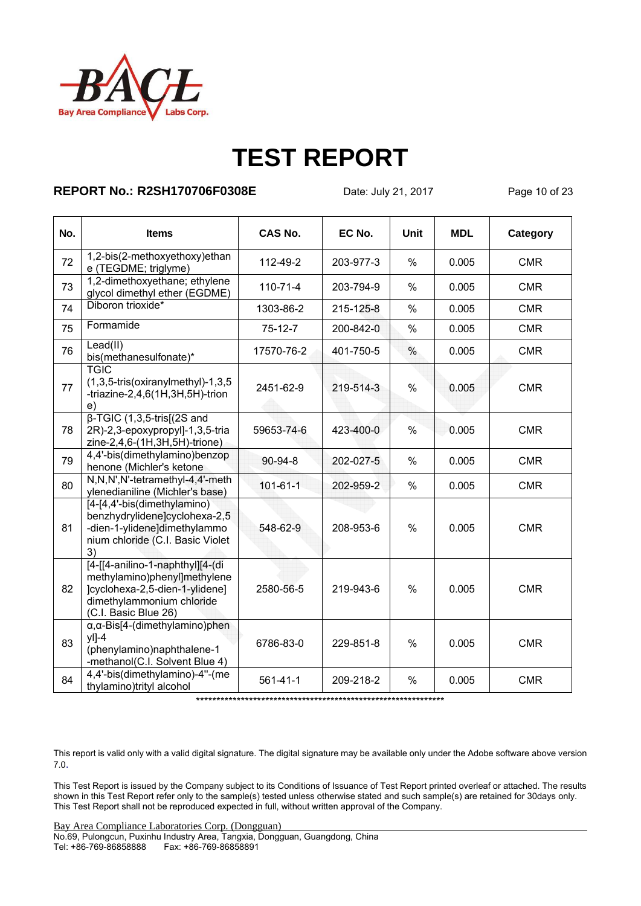# TEST REPORT

**REPORT No.: R2SH170706F0308E** Date: July 21, 2017

| No. | Items | CAS No. | EC No. | Unit | MDL | Category |
|---|---|---|---|---|---|---|
| 72 | 1,2-bis(2-methoxyethoxy)ethane (TEGDME; triglyme) | 112-49-2 | 203-977-3 | % | 0.005 | CMR |
| 73 | 1,2-dimethoxyethane; ethylene glycol dimethyl ether (EGDME) | 110-71-4 | 203-794-9 | % | 0.005 | CMR |
| 74 | Diboron trioxide* | 1303-86-2 | 215-125-8 | % | 0.005 | CMR |
| 75 | Formamide | 75-12-7 | 200-842-0 | % | 0.005 | CMR |
| 76 | Lead(II) bis(methanesulfonate)* | 17570-76-2 | 401-750-5 | % | 0.005 | CMR |
| 77 | TGIC (1,3,5-tris(oxiranylmethyl)-1,3,5-triazine-2,4,6(1H,3H,5H)-trione) | 2451-62-9 | 219-514-3 | % | 0.005 | CMR |
| 78 | β-TGIC (1,3,5-tris[(2S and 2R)-2,3-epoxypropyl]-1,3,5-triazine-2,4,6-(1H,3H,5H)-trione) | 59653-74-6 | 423-400-0 | % | 0.005 | CMR |
| 79 | 4,4'-bis(dimethylamino)benzophenone (Michler's ketone | 90-94-8 | 202-027-5 | % | 0.005 | CMR |
| 80 | N,N,N',N'-tetramethyl-4,4'-methylenedianiline (Michler's base) | 101-61-1 | 202-959-2 | % | 0.005 | CMR |
| 81 | [4-[4,4'-bis(dimethylamino) benzhydrylidene]cyclohexa-2,5-dien-1-ylidene]dimethylammonium chloride (C.I. Basic Violet 3) | 548-62-9 | 208-953-6 | % | 0.005 | CMR |
| 82 | [4-[[4-anilino-1-naphthyl][4-(dimethylamino)phenyl]methylene]cyclohexa-2,5-dien-1-ylidene] dimethylammonium chloride (C.I. Basic Blue 26) | 2580-56-5 | 219-943-6 | % | 0.005 | CMR |
| 83 | α,α-Bis[4-(dimethylamino)phenyl]-4 (phenylamino)naphthalene-1-methanol(C.I. Solvent Blue 4) | 6786-83-0 | 229-851-8 | % | 0.005 | CMR |
| 84 | 4,4'-bis(dimethylamino)-4''-(methylamino)trityl alcohol | 561-41-1 | 209-218-2 | % | 0.005 | CMR |

****************************************************************

This report is valid only with a valid digital signature. The digital signature may be available only under the Adobe software above version 7.0.

This Test Report is issued by the Company subject to its Conditions of Issuance of Test Report printed overleaf or attached. The results shown in this Test Report refer only to the sample(s) tested unless otherwise stated and such sample(s) are retained for 30days only. This Test Report shall not be reproduced expected in full, without written approval of the Company.

Bay Area Compliance Laboratories Corp. (Dongguan)
No.69, Pulongcun, Puxinhu Industry Area, Tangxia, Dongguan, Guangdong, China
Tel: +86-769-86858888 Fax: +86-769-86858891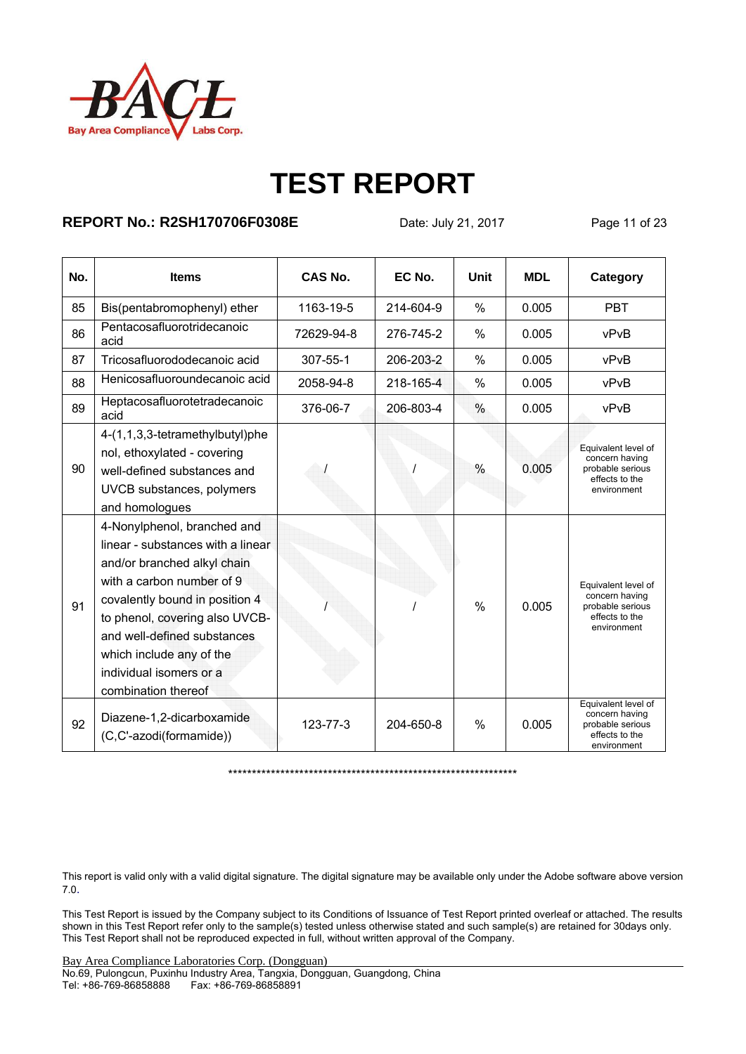# TEST REPORT

**REPORT No.: R2SH170706F0308E** Date: July 21, 2017

| No. | Items | CAS No. | EC No. | Unit | MDL | Category |
|---|---|---|---|---|---|---|
| 85 | Bis(pentabromophenyl) ether | 1163-19-5 | 214-604-9 | % | 0.005 | PBT |
| 86 | Pentacosafluorotridecanoic acid | 72629-94-8 | 276-745-2 | % | 0.005 | vPvB |
| 87 | Tricosafluorododecanoic acid | 307-55-1 | 206-203-2 | % | 0.005 | vPvB |
| 88 | Henicosafluoroundecanoic acid | 2058-94-8 | 218-165-4 | % | 0.005 | vPvB |
| 89 | Heptacosafluorotetradecanoic acid | 376-06-7 | 206-803-4 | % | 0.005 | vPvB |
| 90 | 4-(1,1,3,3-tetramethylbutyl)phenol, ethoxylated - covering well-defined substances and UVCB substances, polymers and homologues | / | / | % | 0.005 | Equivalent level of concern having probable serious effects to the environment |
| 91 | 4-Nonylphenol, branched and linear - substances with a linear and/or branched alkyl chain with a carbon number of 9 covalently bound in position 4 to phenol, covering also UVCB- and well-defined substances which include any of the individual isomers or a combination thereof | / | / | % | 0.005 | Equivalent level of concern having probable serious effects to the environment |
| 92 | Diazene-1,2-dicarboxamide (C,C'-azodi(formamide)) | 123-77-3 | 204-650-8 | % | 0.005 | Equivalent level of concern having probable serious effects to the environment |

***************************************************************

This report is valid only with a valid digital signature. The digital signature may be available only under the Adobe software above version 7.0.

This Test Report is issued by the Company subject to its Conditions of Issuance of Test Report printed overleaf or attached. The results shown in this Test Report refer only to the sample(s) tested unless otherwise stated and such sample(s) are retained for 30days only. This Test Report shall not be reproduced expected in full, without written approval of the Company.

Bay Area Compliance Laboratories Corp. (Dongguan)
No.69, Pulongcun, Puxinhu Industry Area, Tangxia, Dongguan, Guangdong, China
Tel: +86-769-86858888 Fax: +86-769-86858891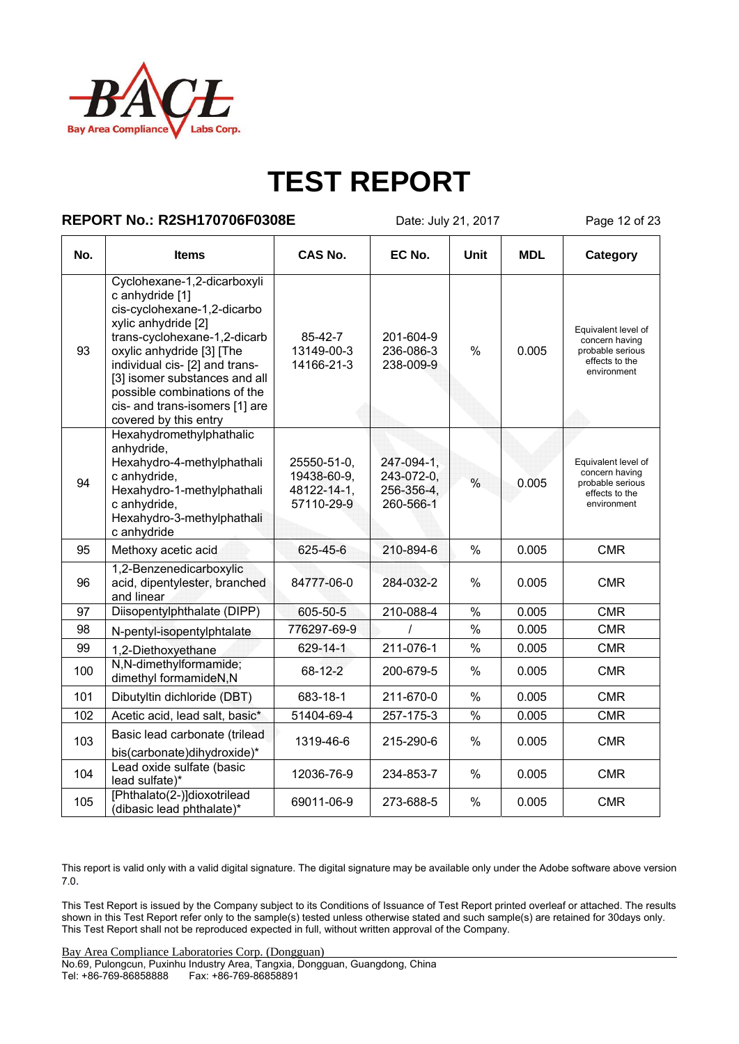# TEST REPORT

**REPORT No.: R2SH170706F0308E** Date: July 21, 2017

| No. | Items | CAS No. | EC No. | Unit | MDL | Category |
|---|---|---|---|---|---|---|
| 93 | Cyclohexane-1,2-dicarboxylic anhydride [1] cis-cyclohexane-1,2-dicarboxylic anhydride [2] trans-cyclohexane-1,2-dicarboxylic anhydride [3] [The individual cis- [2] and trans- [3] isomer substances and all possible combinations of the cis- and trans-isomers [1] are covered by this entry | 85-42-7 13149-00-3 14166-21-3 | 201-604-9 236-086-3 238-009-9 | % | 0.005 | Equivalent level of concern having probable serious effects to the environment |
| 94 | Hexahydromethylphathalic anhydride, Hexahydro-4-methylphathalic anhydride, Hexahydro-1-methylphathalic anhydride, Hexahydro-3-methylphathalic anhydride | 25550-51-0, 19438-60-9, 48122-14-1, 57110-29-9 | 247-094-1, 243-072-0, 256-356-4, 260-566-1 | % | 0.005 | Equivalent level of concern having probable serious effects to the environment |
| 95 | Methoxy acetic acid | 625-45-6 | 210-894-6 | % | 0.005 | CMR |
| 96 | 1,2-Benzenedicarboxylic acid, dipentylester, branched and linear | 84777-06-0 | 284-032-2 | % | 0.005 | CMR |
| 97 | Diisopentylphthalate (DIPP) | 605-50-5 | 210-088-4 | % | 0.005 | CMR |
| 98 | N-pentyl-isopentylphtalate | 776297-69-9 | / | % | 0.005 | CMR |
| 99 | 1,2-Diethoxyethane | 629-14-1 | 211-076-1 | % | 0.005 | CMR |
| 100 | N,N-dimethylformamide; dimethyl formamideN,N | 68-12-2 | 200-679-5 | % | 0.005 | CMR |
| 101 | Dibutyltin dichloride (DBT) | 683-18-1 | 211-670-0 | % | 0.005 | CMR |
| 102 | Acetic acid, lead salt, basic* | 51404-69-4 | 257-175-3 | % | 0.005 | CMR |
| 103 | Basic lead carbonate (trilead bis(carbonate)dihydroxide)* | 1319-46-6 | 215-290-6 | % | 0.005 | CMR |
| 104 | Lead oxide sulfate (basic lead sulfate)* | 12036-76-9 | 234-853-7 | % | 0.005 | CMR |
| 105 | [Phthalato(2-)]dioxotrilead (dibasic lead phthalate)* | 69011-06-9 | 273-688-5 | % | 0.005 | CMR |

This report is valid only with a valid digital signature. The digital signature may be available only under the Adobe software above version 7.0.

This Test Report is issued by the Company subject to its Conditions of Issuance of Test Report printed overleaf or attached. The results shown in this Test Report refer only to the sample(s) tested unless otherwise stated and such sample(s) are retained for 30days only. This Test Report shall not be reproduced expected in full, without written approval of the Company.

Bay Area Compliance Laboratories Corp. (Dongguan)
No.69, Pulongcun, Puxinhu Industry Area, Tangxia, Dongguan, Guangdong, China
Tel: +86-769-86858888 Fax: +86-769-86858891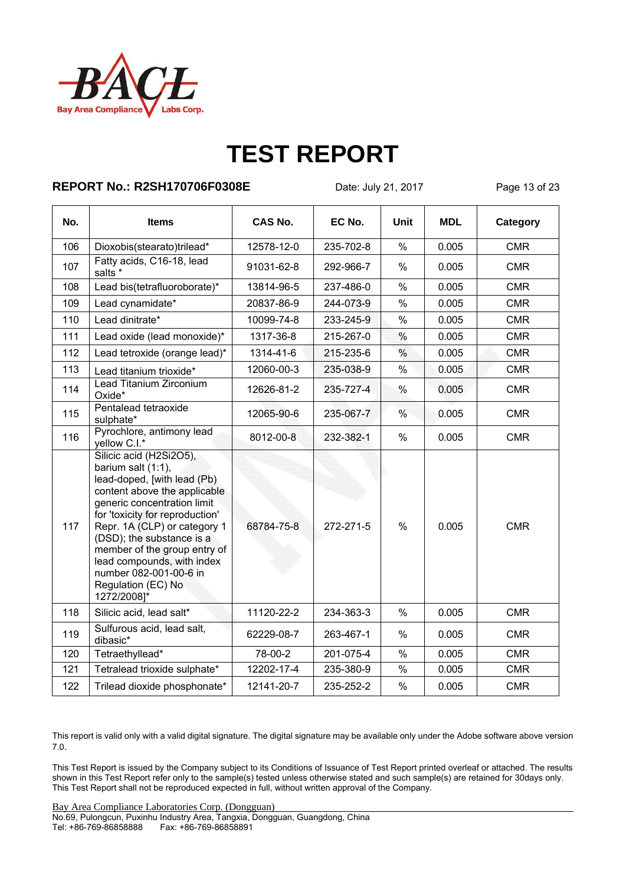# TEST REPORT

**REPORT No.: R2SH170706F0308E** Date: July 21, 2017

| No. | Items | CAS No. | EC No. | Unit | MDL | Category |
|---|---|---|---|---|---|---|
| 106 | Dioxobis(stearato)trilead* | 12578-12-0 | 235-702-8 | % | 0.005 | CMR |
| 107 | Fatty acids, C16-18, lead salts * | 91031-62-8 | 292-966-7 | % | 0.005 | CMR |
| 108 | Lead bis(tetrafluoroborate)* | 13814-96-5 | 237-486-0 | % | 0.005 | CMR |
| 109 | Lead cynamidate* | 20837-86-9 | 244-073-9 | % | 0.005 | CMR |
| 110 | Lead dinitrate* | 10099-74-8 | 233-245-9 | % | 0.005 | CMR |
| 111 | Lead oxide (lead monoxide)* | 1317-36-8 | 215-267-0 | % | 0.005 | CMR |
| 112 | Lead tetroxide (orange lead)* | 1314-41-6 | 215-235-6 | % | 0.005 | CMR |
| 113 | Lead titanium trioxide* | 12060-00-3 | 235-038-9 | % | 0.005 | CMR |
| 114 | Lead Titanium Zirconium Oxide* | 12626-81-2 | 235-727-4 | % | 0.005 | CMR |
| 115 | Pentalead tetraoxide sulphate* | 12065-90-6 | 235-067-7 | % | 0.005 | CMR |
| 116 | Pyrochlore, antimony lead yellow C.I.* | 8012-00-8 | 232-382-1 | % | 0.005 | CMR |
| 117 | Silicic acid (H2Si2O5), barium salt (1:1), lead-doped, [with lead (Pb) content above the applicable generic concentration limit for 'toxicity for reproduction' Repr. 1A (CLP) or category 1 (DSD); the substance is a member of the group entry of lead compounds, with index number 082-001-00-6 in Regulation (EC) No 1272/2008]* | 68784-75-8 | 272-271-5 | % | 0.005 | CMR |
| 118 | Silicic acid, lead salt* | 11120-22-2 | 234-363-3 | % | 0.005 | CMR |
| 119 | Sulfurous acid, lead salt, dibasic* | 62229-08-7 | 263-467-1 | % | 0.005 | CMR |
| 120 | Tetraethyllead* | 78-00-2 | 201-075-4 | % | 0.005 | CMR |
| 121 | Tetralead trioxide sulphate* | 12202-17-4 | 235-380-9 | % | 0.005 | CMR |
| 122 | Trilead dioxide phosphonate* | 12141-20-7 | 235-252-2 | % | 0.005 | CMR |

This report is valid only with a valid digital signature. The digital signature may be available only under the Adobe software above version 7.0.

This Test Report is issued by the Company subject to its Conditions of Issuance of Test Report printed overleaf or attached. The results shown in this Test Report refer only to the sample(s) tested unless otherwise stated and such sample(s) are retained for 30days only. This Test Report shall not be reproduced expected in full, without written approval of the Company.

Bay Area Compliance Laboratories Corp. (Dongguan)
No.69, Pulongcun, Puxinhu Industry Area, Tangxia, Dongguan, Guangdong, China
Tel: +86-769-86858888 Fax: +86-769-86858891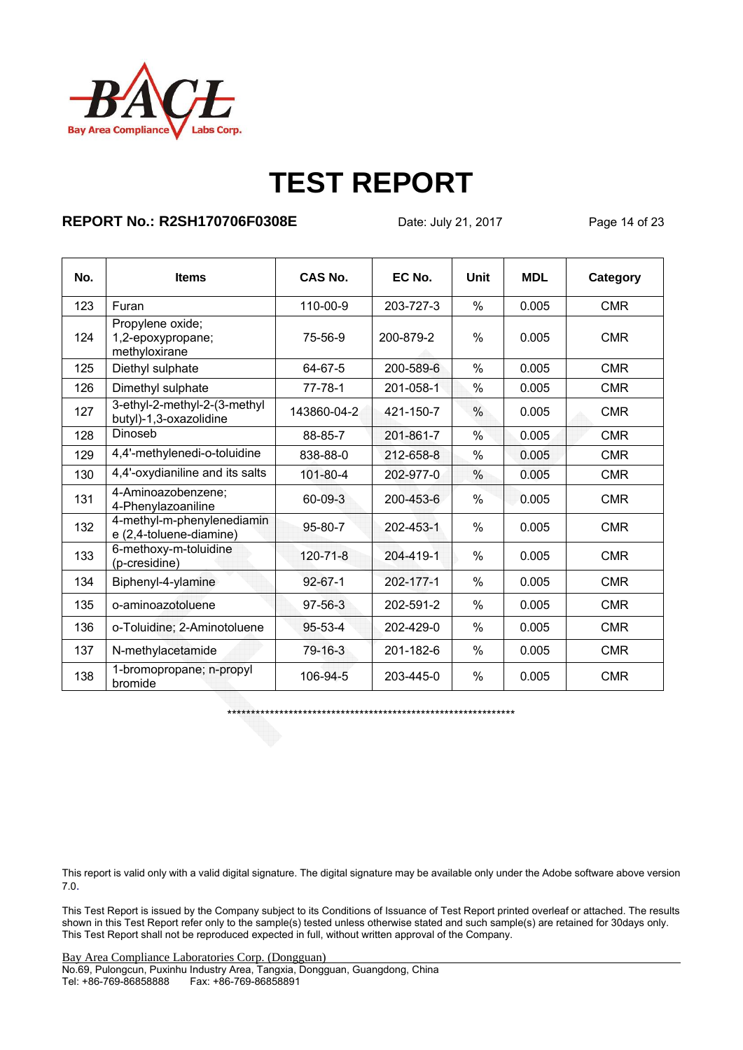# TEST REPORT

**REPORT No.: R2SH170706F0308E** Date: July 21, 2017

| No. | Items | CAS No. | EC No. | Unit | MDL | Category |
|---|---|---|---|---|---|---|
| 123 | Furan | 110-00-9 | 203-727-3 | % | 0.005 | CMR |
| 124 | Propylene oxide; 1,2-epoxypropane; methyloxirane | 75-56-9 | 200-879-2 | % | 0.005 | CMR |
| 125 | Diethyl sulphate | 64-67-5 | 200-589-6 | % | 0.005 | CMR |
| 126 | Dimethyl sulphate | 77-78-1 | 201-058-1 | % | 0.005 | CMR |
| 127 | 3-ethyl-2-methyl-2-(3-methyl butyl)-1,3-oxazolidine | 143860-04-2 | 421-150-7 | % | 0.005 | CMR |
| 128 | Dinoseb | 88-85-7 | 201-861-7 | % | 0.005 | CMR |
| 129 | 4,4'-methylenedi-o-toluidine | 838-88-0 | 212-658-8 | % | 0.005 | CMR |
| 130 | 4,4'-oxydianiline and its salts | 101-80-4 | 202-977-0 | % | 0.005 | CMR |
| 131 | 4-Aminoazobenzene; 4-Phenylazoaniline | 60-09-3 | 200-453-6 | % | 0.005 | CMR |
| 132 | 4-methyl-m-phenylenediamine (2,4-toluene-diamine) | 95-80-7 | 202-453-1 | % | 0.005 | CMR |
| 133 | 6-methoxy-m-toluidine (p-cresidine) | 120-71-8 | 204-419-1 | % | 0.005 | CMR |
| 134 | Biphenyl-4-ylamine | 92-67-1 | 202-177-1 | % | 0.005 | CMR |
| 135 | o-aminoazotoluene | 97-56-3 | 202-591-2 | % | 0.005 | CMR |
| 136 | o-Toluidine; 2-Aminotoluene | 95-53-4 | 202-429-0 | % | 0.005 | CMR |
| 137 | N-methylacetamide | 79-16-3 | 201-182-6 | % | 0.005 | CMR |
| 138 | 1-bromopropane; n-propyl bromide | 106-94-5 | 203-445-0 | % | 0.005 | CMR |

***************************************************************

This report is valid only with a valid digital signature. The digital signature may be available only under the Adobe software above version 7.0.

This Test Report is issued by the Company subject to its Conditions of Issuance of Test Report printed overleaf or attached. The results shown in this Test Report refer only to the sample(s) tested unless otherwise stated and such sample(s) are retained for 30days only. This Test Report shall not be reproduced expected in full, without written approval of the Company.

Bay Area Compliance Laboratories Corp. (Dongguan)
No.69, Pulongcun, Puxinhu Industry Area, Tangxia, Dongguan, Guangdong, China
Tel: +86-769-86858888 Fax: +86-769-86858891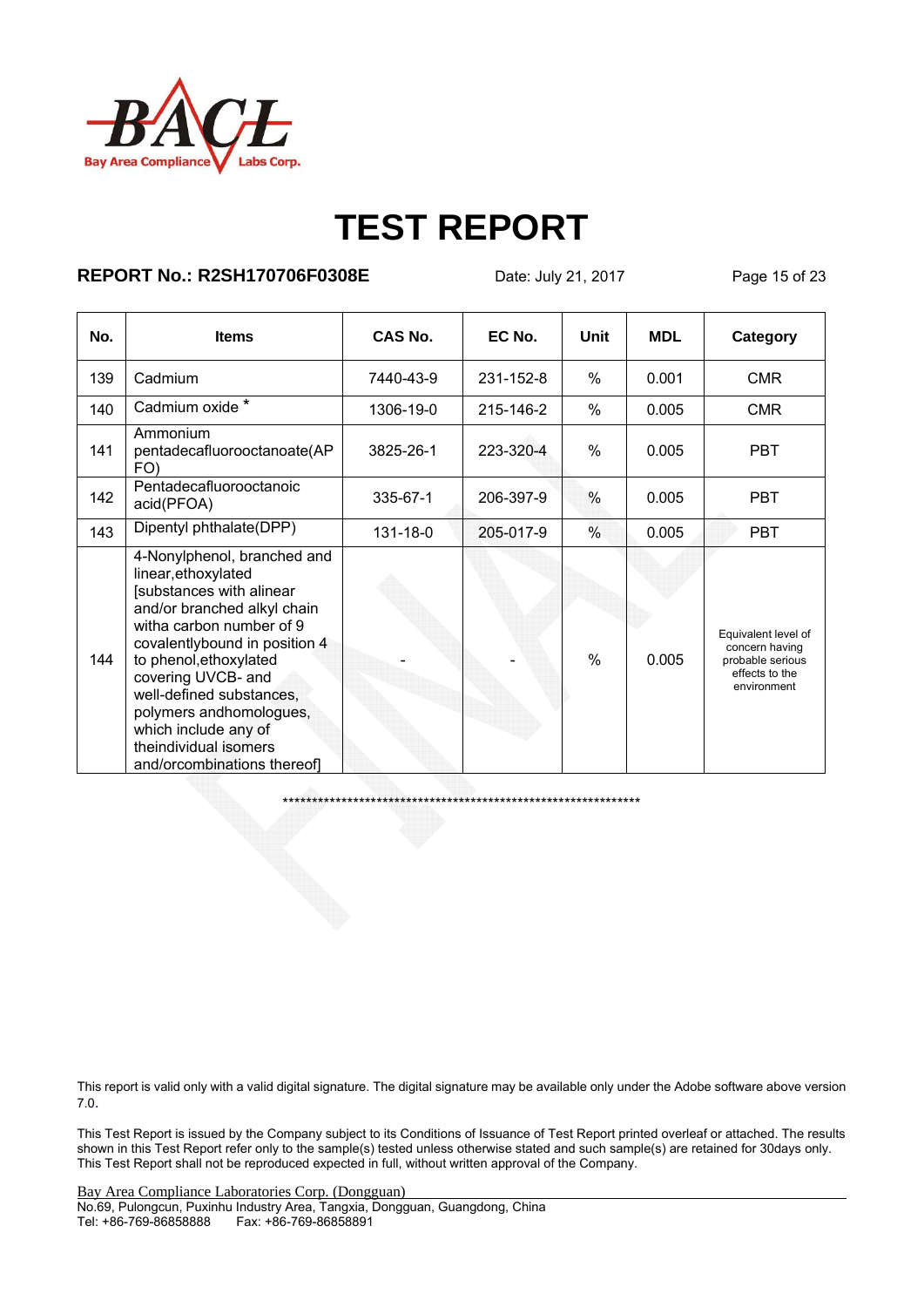# TEST REPORT

**REPORT No.: R2SH170706F0308E** Date: July 21, 2017

| No. | Items | CAS No. | EC No. | Unit | MDL | Category |
|---|---|---|---|---|---|---|
| 139 | Cadmium | 7440-43-9 | 231-152-8 | % | 0.001 | CMR |
| 140 | Cadmium oxide * | 1306-19-0 | 215-146-2 | % | 0.005 | CMR |
| 141 | Ammonium pentadecafluorooctanoate(APFO) | 3825-26-1 | 223-320-4 | % | 0.005 | PBT |
| 142 | Pentadecafluorooctanoic acid(PFOA) | 335-67-1 | 206-397-9 | % | 0.005 | PBT |
| 143 | Dipentyl phthalate(DPP) | 131-18-0 | 205-017-9 | % | 0.005 | PBT |
| 144 | 4-Nonylphenol, branched and linear,ethoxylated [substances with alinear and/or branched alkyl chain witha carbon number of 9 covalentlybound in position 4 to phenol,ethoxylated covering UVCB- and well-defined substances, polymers andhomologues, which include any of theindividual isomers and/orcombinations thereof] | - | - | % | 0.005 | Equivalent level of concern having probable serious effects to the environment |

***************************************************************

This report is valid only with a valid digital signature. The digital signature may be available only under the Adobe software above version 7.0.

This Test Report is issued by the Company subject to its Conditions of Issuance of Test Report printed overleaf or attached. The results shown in this Test Report refer only to the sample(s) tested unless otherwise stated and such sample(s) are retained for 30days only. This Test Report shall not be reproduced expected in full, without written approval of the Company.

Bay Area Compliance Laboratories Corp. (Dongguan)
No.69, Pulongcun, Puxinhu Industry Area, Tangxia, Dongguan, Guangdong, China
Tel: +86-769-86858888 Fax: +86-769-86858891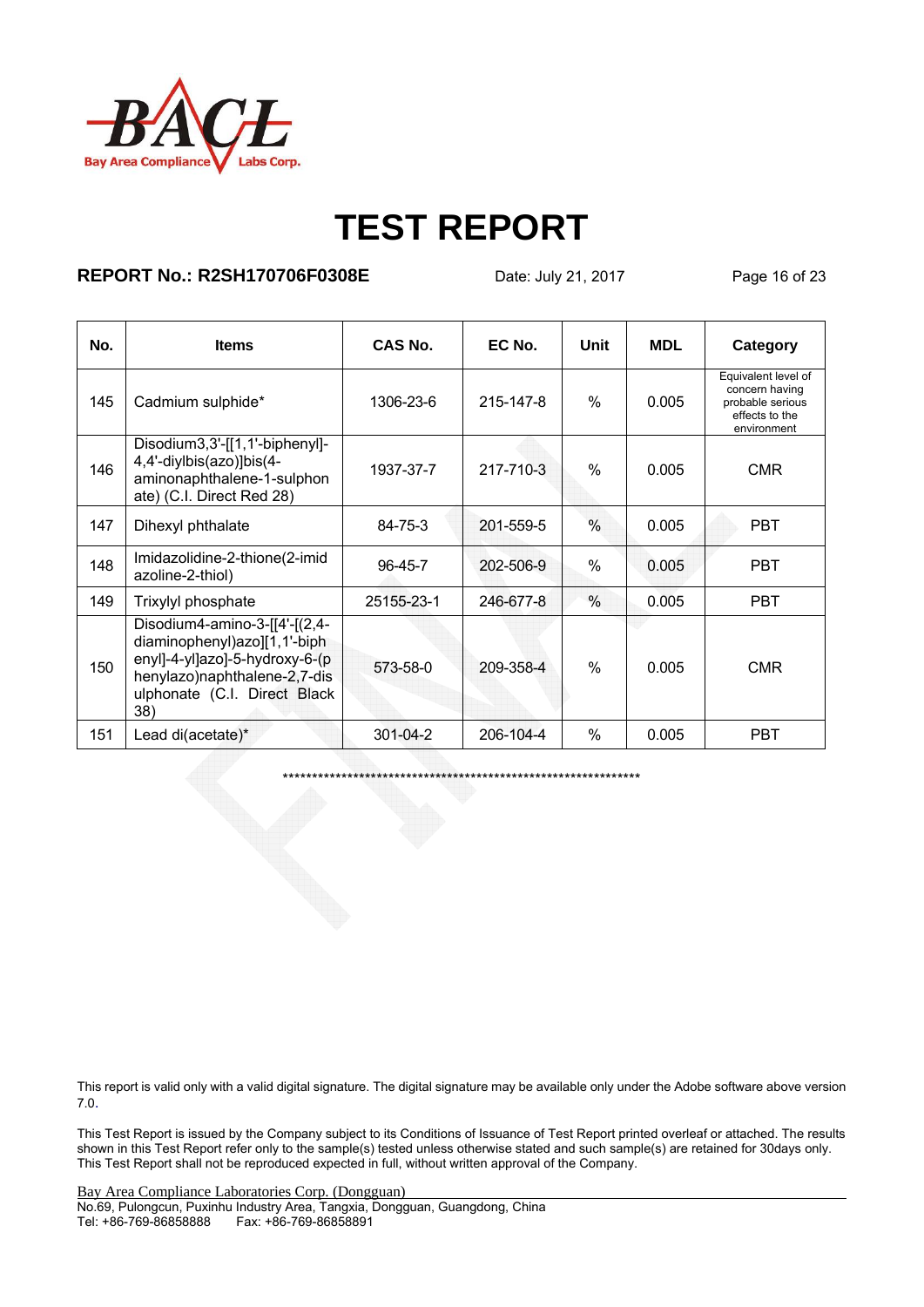# TEST REPORT

**REPORT No.: R2SH170706F0308E** Date: July 21, 2017

| No. | Items | CAS No. | EC No. | Unit | MDL | Category |
|---|---|---|---|---|---|---|
| 145 | Cadmium sulphide* | 1306-23-6 | 215-147-8 | % | 0.005 | Equivalent level of concern having probable serious effects to the environment |
| 146 | Disodium3,3'-[[1,1'-biphenyl]-4,4'-diylbis(azo)]bis(4-aminonaphthalene-1-sulphonate) (C.I. Direct Red 28) | 1937-37-7 | 217-710-3 | % | 0.005 | CMR |
| 147 | Dihexyl phthalate | 84-75-3 | 201-559-5 | % | 0.005 | PBT |
| 148 | Imidazolidine-2-thione(2-imidazoline-2-thiol) | 96-45-7 | 202-506-9 | % | 0.005 | PBT |
| 149 | Trixylyl phosphate | 25155-23-1 | 246-677-8 | % | 0.005 | PBT |
| 150 | Disodium4-amino-3-[[4'-[(2,4-diaminophenyl)azo][1,1'-biphenyl]-4-yl]azo]-5-hydroxy-6-(phenylazo)naphthalene-2,7-disulphonate (C.I. Direct Black 38) | 573-58-0 | 209-358-4 | % | 0.005 | CMR |
| 151 | Lead di(acetate)* | 301-04-2 | 206-104-4 | % | 0.005 | PBT |

*****************************************************************

This report is valid only with a valid digital signature. The digital signature may be available only under the Adobe software above version 7.0.

This Test Report is issued by the Company subject to its Conditions of Issuance of Test Report printed overleaf or attached. The results shown in this Test Report refer only to the sample(s) tested unless otherwise stated and such sample(s) are retained for 30days only. This Test Report shall not be reproduced expected in full, without written approval of the Company.

Bay Area Compliance Laboratories Corp. (Dongguan)
No.69, Pulongcun, Puxinhu Industry Area, Tangxia, Dongguan, Guangdong, China
Tel: +86-769-86858888 Fax: +86-769-86858891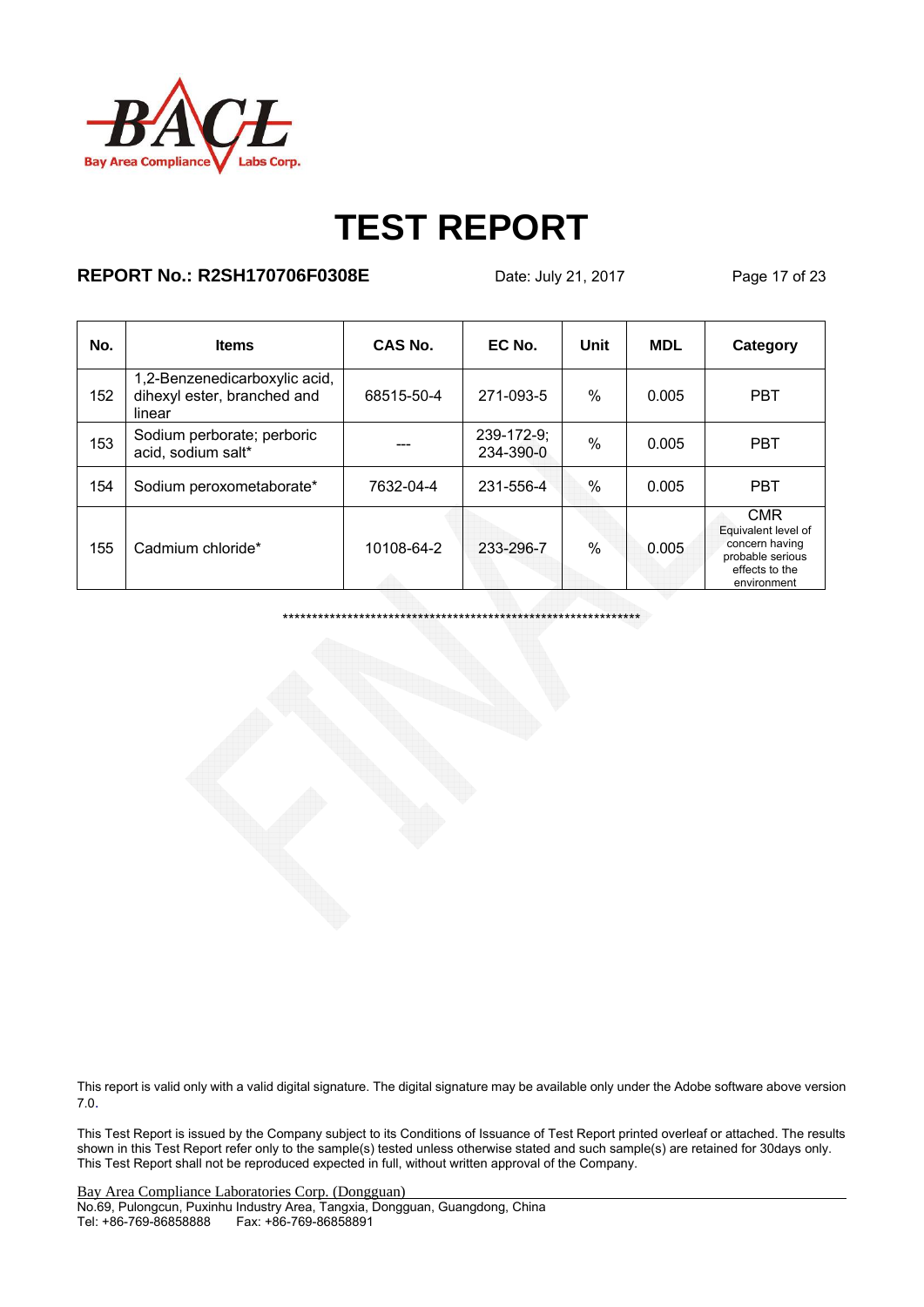| No. | Items | CAS No. | EC No. | Unit | MDL | Category |
|---|---|---|---|---|---|---|
| 152 | 1,2-Benzenedicarboxylic acid, dihexyl ester, branched and linear | 68515-50-4 | 271-093-5 | % | 0.005 | PBT |
| 153 | Sodium perborate; perboric acid, sodium salt* | --- | 239-172-9; 234-390-0 | % | 0.005 | PBT |
| 154 | Sodium peroxometaborate* | 7632-04-4 | 231-556-4 | % | 0.005 | PBT |
| 155 | Cadmium chloride* | 10108-64-2 | 233-296-7 | % | 0.005 | CMR Equivalent level of concern having probable serious effects to the environment |

****************************************************************

This report is valid only with a valid digital signature. The digital signature may be available only under the Adobe software above version 7.0.

This Test Report is issued by the Company subject to its Conditions of Issuance of Test Report printed overleaf or attached. The results shown in this Test Report refer only to the sample(s) tested unless otherwise stated and such sample(s) are retained for 30days only. This Test Report shall not be reproduced expected in full, without written approval of the Company.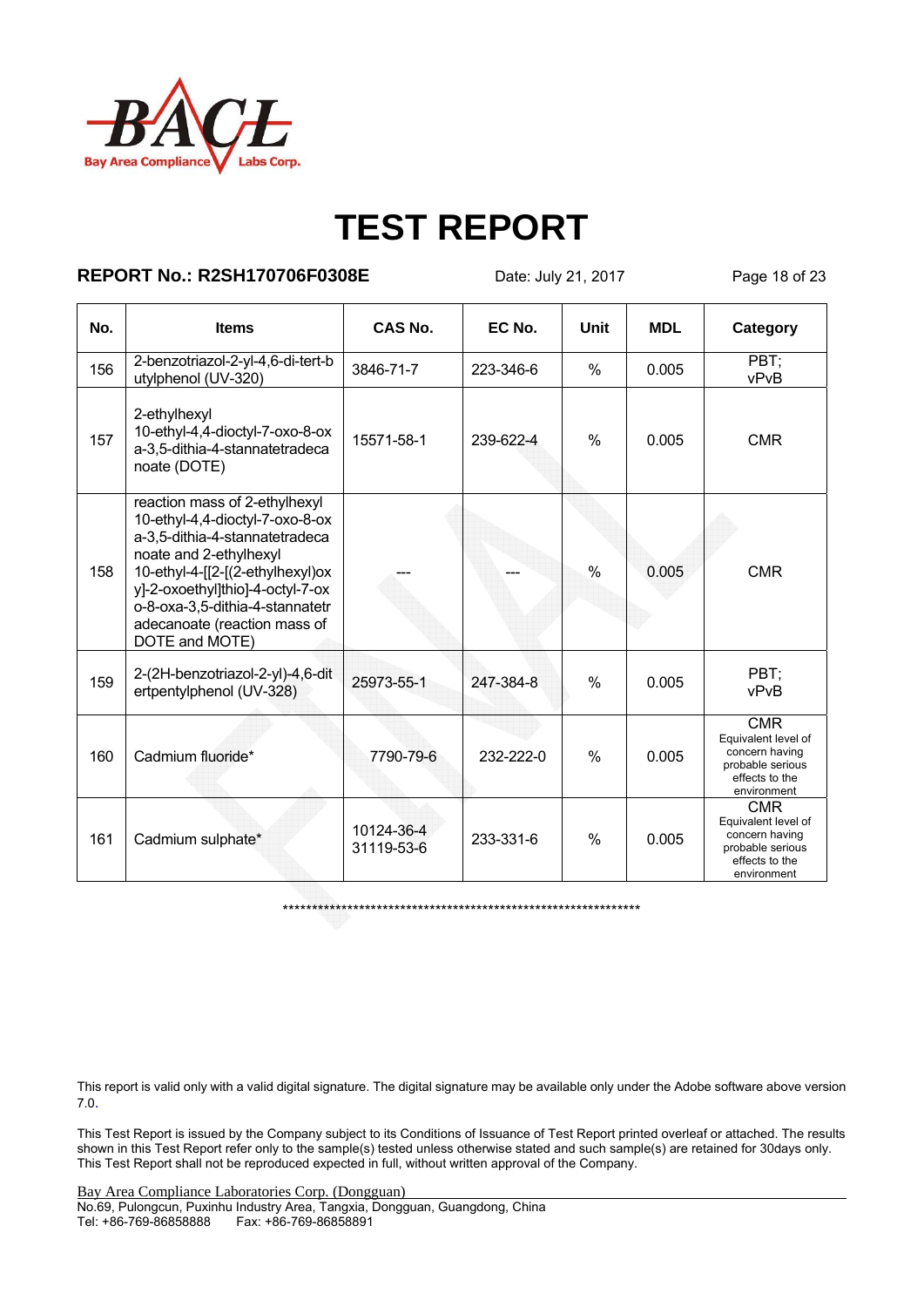# TEST REPORT

**REPORT No.: R2SH170706F0308E** Date: July 21, 2017

| No. | Items | CAS No. | EC No. | Unit | MDL | Category |
|---|---|---|---|---|---|---|
| 156 | 2-benzotriazol-2-yl-4,6-di-tert-butylphenol (UV-320) | 3846-71-7 | 223-346-6 | % | 0.005 | PBT; vPvB |
| 157 | 2-ethylhexyl 10-ethyl-4,4-dioctyl-7-oxo-8-oxa-3,5-dithia-4-stannatetradecanoate (DOTE) | 15571-58-1 | 239-622-4 | % | 0.005 | CMR |
| 158 | reaction mass of 2-ethylhexyl 10-ethyl-4,4-dioctyl-7-oxo-8-oxa-3,5-dithia-4-stannatetradecanoate and 2-ethylhexyl 10-ethyl-4-[[2-[(2-ethylhexyl)oxy]-2-oxoethyl]thio]-4-octyl-7-oxo-8-oxa-3,5-dithia-4-stannatetradecanoate (reaction mass of DOTE and MOTE) | --- | --- | % | 0.005 | CMR |
| 159 | 2-(2H-benzotriazol-2-yl)-4,6-ditertpentylphenol (UV-328) | 25973-55-1 | 247-384-8 | % | 0.005 | PBT; vPvB |
| 160 | Cadmium fluoride* | 7790-79-6 | 232-222-0 | % | 0.005 | CMR Equivalent level of concern having probable serious effects to the environment |
| 161 | Cadmium sulphate* | 10124-36-4 31119-53-6 | 233-331-6 | % | 0.005 | CMR Equivalent level of concern having probable serious effects to the environment |

\*\*\*\*\*\*\*\*\*\*\*\*\*\*\*\*\*\*\*\*\*\*\*\*\*\*\*\*\*\*\*\*\*\*\*\*\*\*\*\*\*\*\*\*\*\*\*\*\*\*\*\*\*\*\*\*\*\*\*\*\*\*\*\*

This report is valid only with a valid digital signature. The digital signature may be available only under the Adobe software above version 7.0.

This Test Report is issued by the Company subject to its Conditions of Issuance of Test Report printed overleaf or attached. The results shown in this Test Report refer only to the sample(s) tested unless otherwise stated and such sample(s) are retained for 30days only. This Test Report shall not be reproduced expected in full, without written approval of the Company.

Bay Area Compliance Laboratories Corp. (Dongguan)
No.69, Pulongcun, Puxinhu Industry Area, Tangxia, Dongguan, Guangdong, China
Tel: +86-769-86858888 Fax: +86-769-86858891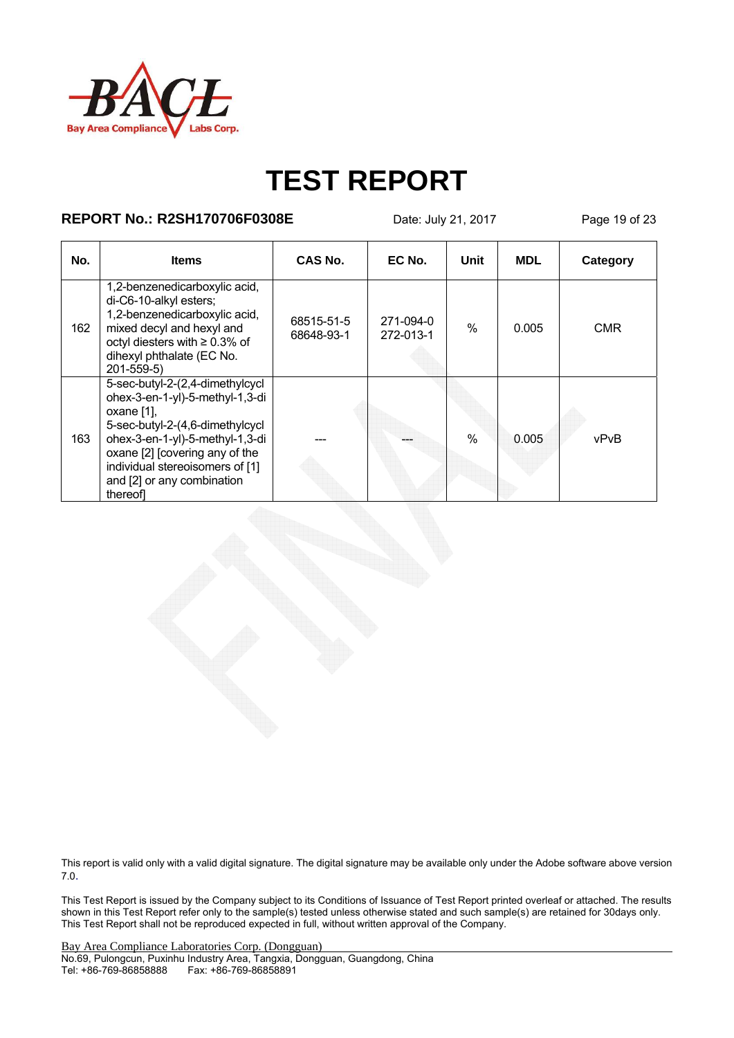| No. | Items | CAS No. | EC No. | Unit | MDL | Category |
|---|---|---|---|---|---|---|
| 162 | 1,2-benzenedicarboxylic acid, di-C6-10-alkyl esters; 1,2-benzenedicarboxylic acid, mixed decyl and hexyl and octyl diesters with ≥ 0.3% of dihexyl phthalate (EC No. 201-559-5) | 68515-51-5 68648-93-1 | 271-094-0 272-013-1 | % | 0.005 | CMR |
| 163 | 5-sec-butyl-2-(2,4-dimethylcyclohex-3-en-1-yl)-5-methyl-1,3-dioxane [1], 5-sec-butyl-2-(4,6-dimethylcyclohex-3-en-1-yl)-5-methyl-1,3-dioxane [2] [covering any of the individual stereoisomers of [1] and [2] or any combination thereof] | --- | --- | % | 0.005 | vPvB |

This report is valid only with a valid digital signature. The digital signature may be available only under the Adobe software above version 7.0.

This Test Report is issued by the Company subject to its Conditions of Issuance of Test Report printed overleaf or attached. The results shown in this Test Report refer only to the sample(s) tested unless otherwise stated and such sample(s) are retained for 30days only. This Test Report shall not be reproduced expected in full, without written approval of the Company.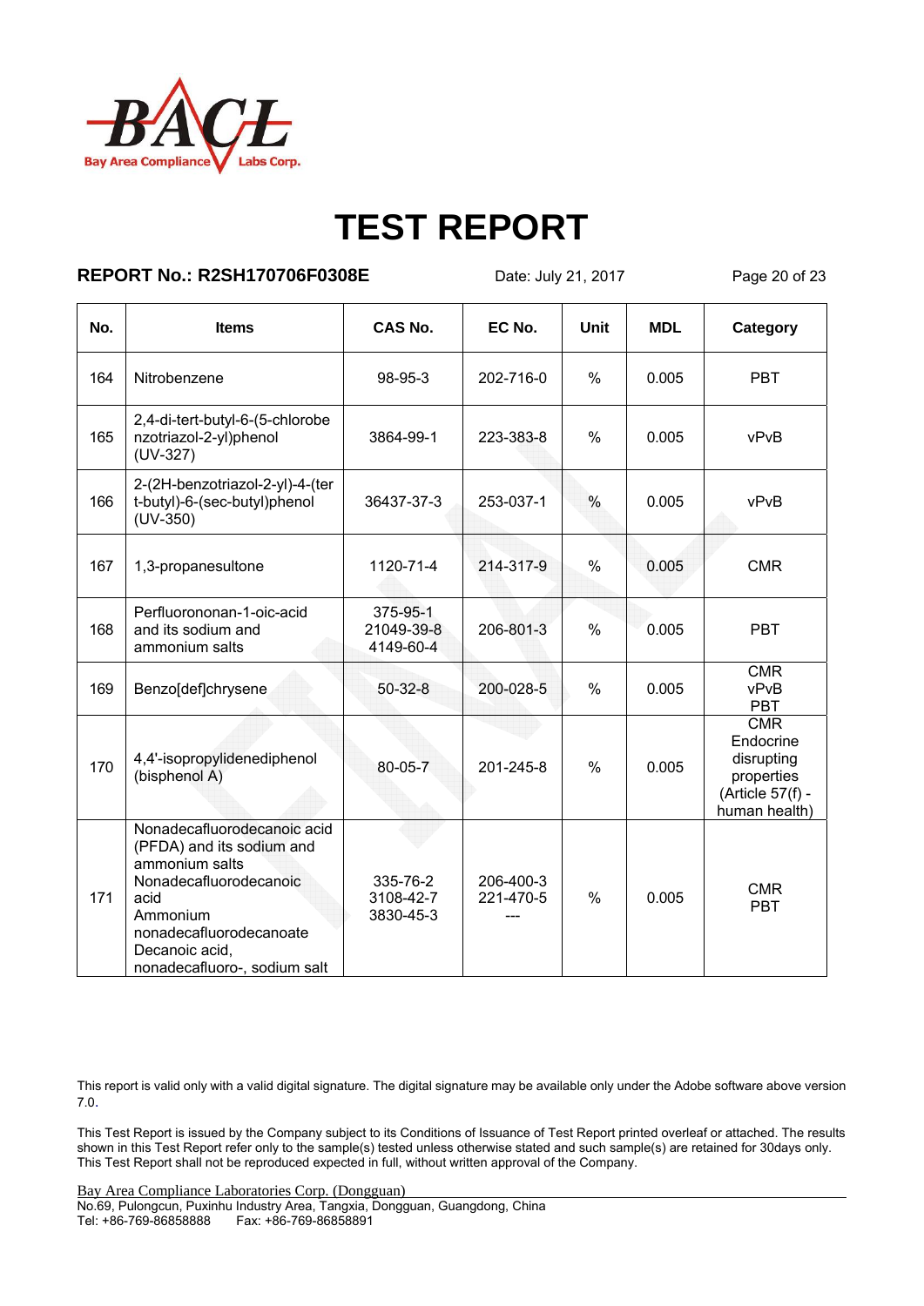# TEST REPORT

**REPORT No.: R2SH170706F0308E** Date: July 21, 2017

| No. | Items | CAS No. | EC No. | Unit | MDL | Category |
|---|---|---|---|---|---|---|
| 164 | Nitrobenzene | 98-95-3 | 202-716-0 | % | 0.005 | PBT |
| 165 | 2,4-di-tert-butyl-6-(5-chlorobenzotriazol-2-yl)phenol (UV-327) | 3864-99-1 | 223-383-8 | % | 0.005 | vPvB |
| 166 | 2-(2H-benzotriazol-2-yl)-4-(tert-butyl)-6-(sec-butyl)phenol (UV-350) | 36437-37-3 | 253-037-1 | % | 0.005 | vPvB |
| 167 | 1,3-propanesultone | 1120-71-4 | 214-317-9 | % | 0.005 | CMR |
| 168 | Perfluorononan-1-oic-acid and its sodium and ammonium salts | 375-95-1<br>21049-39-8<br>4149-60-4 | 206-801-3 | % | 0.005 | PBT |
| 169 | Benzo[def]chrysene | 50-32-8 | 200-028-5 | % | 0.005 | CMR<br>vPvB<br>PBT |
| 170 | 4,4'-isopropylidenediphenol (bisphenol A) | 80-05-7 | 201-245-8 | % | 0.005 | CMR<br>Endocrine disrupting properties (Article 57(f) - human health) |
| 171 | Nonadecafluorodecanoic acid (PFDA) and its sodium and ammonium salts<br>Nonadecafluorodecanoic acid<br>Ammonium nonadecafluorodecanoate<br>Decanoic acid, nonadecafluoro-, sodium salt | 335-76-2<br>3108-42-7<br>3830-45-3 | 206-400-3<br>221-470-5<br>--- | % | 0.005 | CMR<br>PBT |

This report is valid only with a valid digital signature. The digital signature may be available only under the Adobe software above version 7.0.

This Test Report is issued by the Company subject to its Conditions of Issuance of Test Report printed overleaf or attached. The results shown in this Test Report refer only to the sample(s) tested unless otherwise stated and such sample(s) are retained for 30days only. This Test Report shall not be reproduced expected in full, without written approval of the Company.

Bay Area Compliance Laboratories Corp. (Dongguan)
No.69, Pulongcun, Puxinhu Industry Area, Tangxia, Dongguan, Guangdong, China
Tel: +86-769-86858888 Fax: +86-769-86858891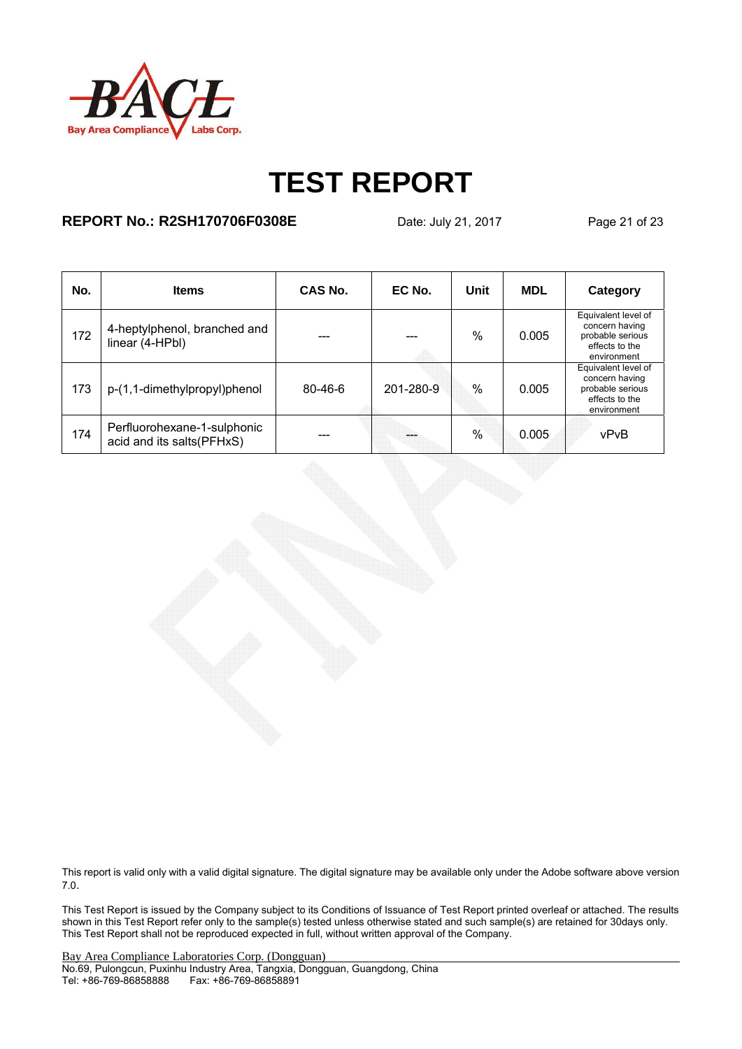# TEST REPORT

**REPORT No.: R2SH170706F0308E** Date: July 21, 2017

| No. | Items | CAS No. | EC No. | Unit | MDL | Category |
|---|---|---|---|---|---|---|
| 172 | 4-heptylphenol, branched and linear (4-HPbl) | --- | --- | % | 0.005 | Equivalent level of concern having probable serious effects to the environment |
| 173 | p-(1,1-dimethylpropyl)phenol | 80-46-6 | 201-280-9 | % | 0.005 | Equivalent level of concern having probable serious effects to the environment |
| 174 | Perfluorohexane-1-sulphonic acid and its salts(PFHxS) | --- | --- | % | 0.005 | vPvB |

This report is valid only with a valid digital signature. The digital signature may be available only under the Adobe software above version 7.0.

This Test Report is issued by the Company subject to its Conditions of Issuance of Test Report printed overleaf or attached. The results shown in this Test Report refer only to the sample(s) tested unless otherwise stated and such sample(s) are retained for 30days only. This Test Report shall not be reproduced expected in full, without written approval of the Company.

Bay Area Compliance Laboratories Corp. (Dongguan)
No.69, Pulongcun, Puxinhu Industry Area, Tangxia, Dongguan, Guangdong, China
Tel: +86-769-86858888 Fax: +86-769-86858891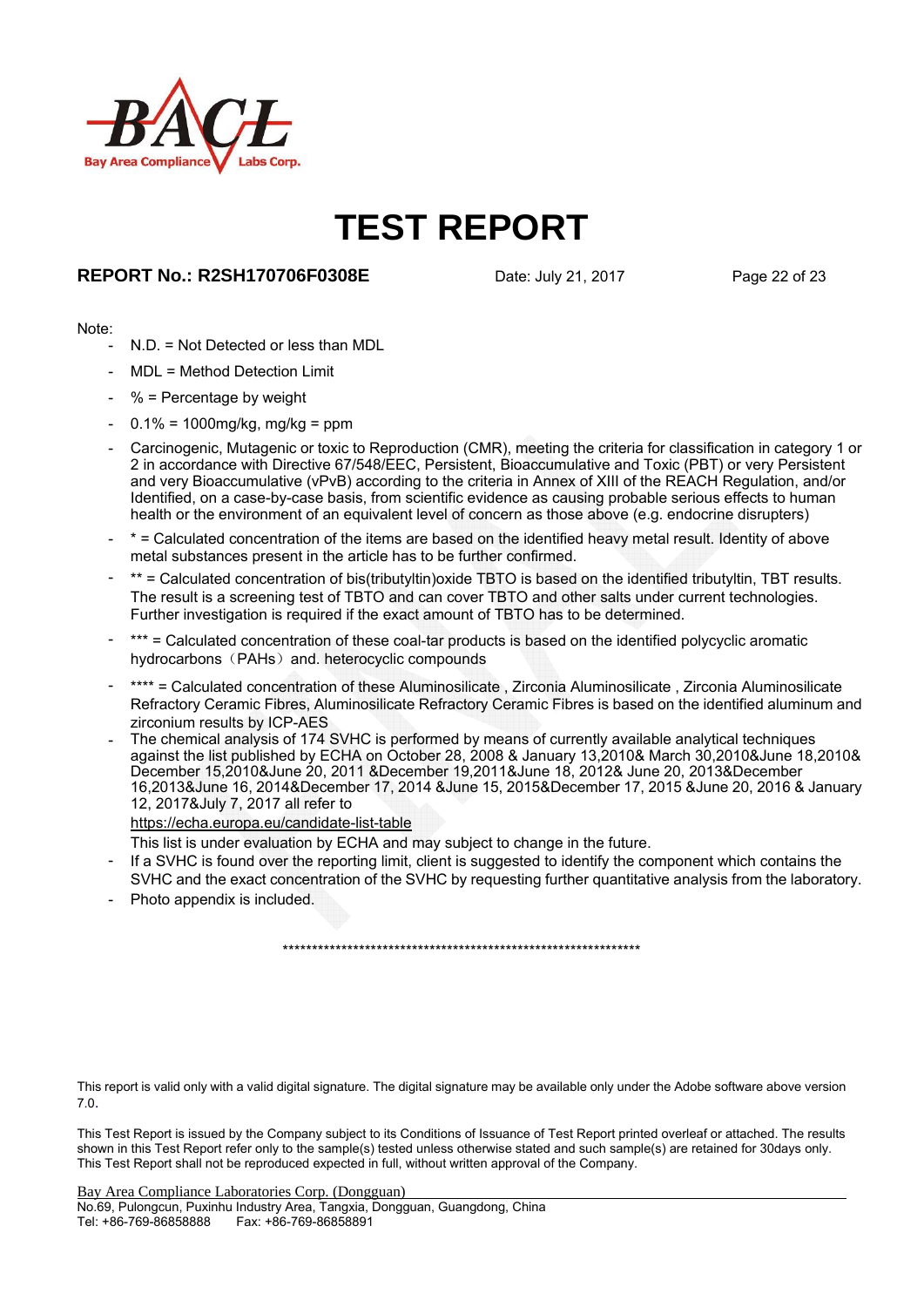# TEST REPORT

**REPORT No.: R2SH170706F0308E** Date: July 21, 2017

Note:

- N.D. = Not Detected or less than MDL
- MDL = Method Detection Limit
- % = Percentage by weight
- 0.1% = 1000mg/kg, mg/kg = ppm
- Carcinogenic, Mutagenic or toxic to Reproduction (CMR), meeting the criteria for classification in category 1 or 2 in accordance with Directive 67/548/EEC, Persistent, Bioaccumulative and Toxic (PBT) or very Persistent and very Bioaccumulative (vPvB) according to the criteria in Annex of XIII of the REACH Regulation, and/or Identified, on a case-by-case basis, from scientific evidence as causing probable serious effects to human health or the environment of an equivalent level of concern as those above (e.g. endocrine disrupters)
- * = Calculated concentration of the items are based on the identified heavy metal result. Identity of above metal substances present in the article has to be further confirmed.
- ** = Calculated concentration of bis(tributyltin)oxide TBTO is based on the identified tributyltin, TBT results. The result is a screening test of TBTO and can cover TBTO and other salts under current technologies. Further investigation is required if the exact amount of TBTO has to be determined.
- *** = Calculated concentration of these coal-tar products is based on the identified polycyclic aromatic hydrocarbons（PAHs）and. heterocyclic compounds
- **** = Calculated concentration of these Aluminosilicate , Zirconia Aluminosilicate , Zirconia Aluminosilicate Refractory Ceramic Fibres, Aluminosilicate Refractory Ceramic Fibres is based on the identified aluminum and zirconium results by ICP-AES
- The chemical analysis of 174 SVHC is performed by means of currently available analytical techniques against the list published by ECHA on October 28, 2008 & January 13,2010& March 30,2010&June 18,2010& December 15,2010&June 20, 2011 &December 19,2011&June 18, 2012& June 20, 2013&December 16,2013&June 16, 2014&December 17, 2014 &June 15, 2015&December 17, 2015 &June 20, 2016 & January 12, 2017&July 7, 2017 all refer to
  https://echa.europa.eu/candidate-list-table
  This list is under evaluation by ECHA and may subject to change in the future.
- If a SVHC is found over the reporting limit, client is suggested to identify the component which contains the SVHC and the exact concentration of the SVHC by requesting further quantitative analysis from the laboratory.
- Photo appendix is included.

****************************************************************

This report is valid only with a valid digital signature. The digital signature may be available only under the Adobe software above version 7.0.

This Test Report is issued by the Company subject to its Conditions of Issuance of Test Report printed overleaf or attached. The results shown in this Test Report refer only to the sample(s) tested unless otherwise stated and such sample(s) are retained for 30days only. This Test Report shall not be reproduced expected in full, without written approval of the Company.

Bay Area Compliance Laboratories Corp. (Dongguan)
No.69, Pulongcun, Puxinhu Industry Area, Tangxia, Dongguan, Guangdong, China
Tel: +86-769-86858888 Fax: +86-769-86858891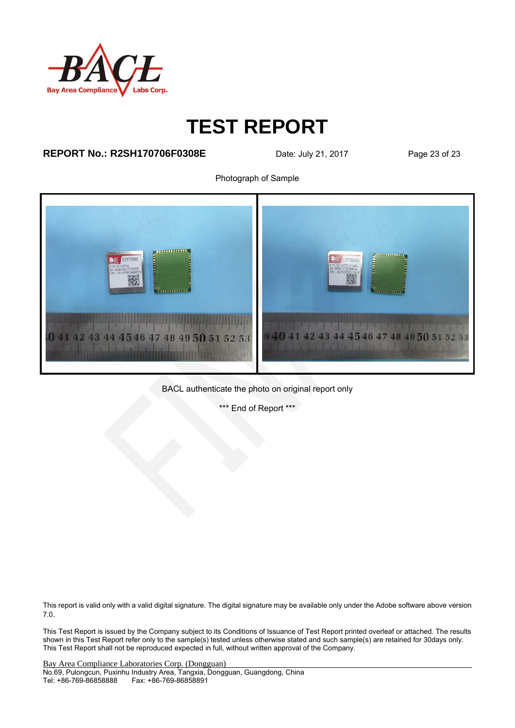# TEST REPORT

**REPORT No.: R2SH170706F0308E** Date: July 21, 2017

Photograph of Sample

BACL authenticate the photo on original report only

\*\*\* End of Report \*\*\*

This report is valid only with a valid digital signature. The digital signature may be available only under the Adobe software above version 7.0.

This Test Report is issued by the Company subject to its Conditions of Issuance of Test Report printed overleaf or attached. The results shown in this Test Report refer only to the sample(s) tested unless otherwise stated and such sample(s) are retained for 30days only. This Test Report shall not be reproduced expected in full, without written approval of the Company.

Bay Area Compliance Laboratories Corp. (Dongguan)
No.69, Pulongcun, Puxinhu Industry Area, Tangxia, Dongguan, Guangdong, China
Tel: +86-769-86858888 Fax: +86-769-86858891